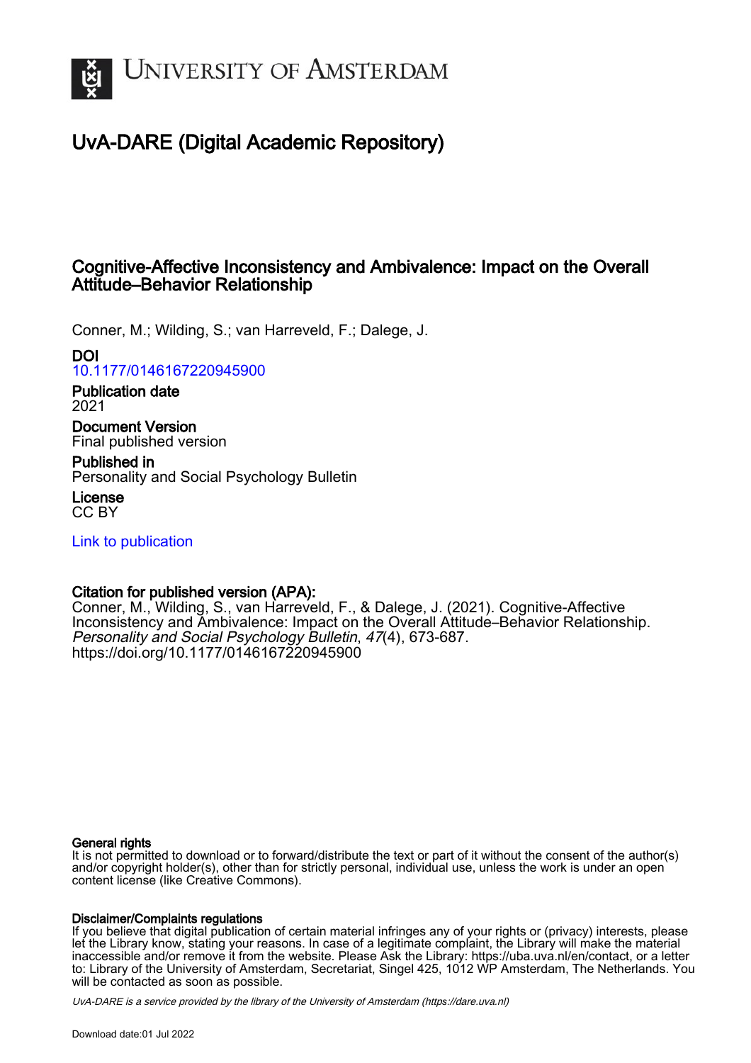UNIVERSITY OF AMSTERDAM

# UvA-DARE (Digital Academic Repository)

## Cognitive-Affective Inconsistency and Ambivalence: Impact on the Overall Attitude–Behavior Relationship

Conner, M.; Wilding, S.; van Harreveld, F.; Dalege, J.

**DOI**
10.1177/0146167220945900

**Publication date**
2021

**Document Version**
Final published version

**Published in**
Personality and Social Psychology Bulletin

**License**
CC BY

Link to publication

**Citation for published version (APA):**
Conner, M., Wilding, S., van Harreveld, F., & Dalege, J. (2021). Cognitive-Affective Inconsistency and Ambivalence: Impact on the Overall Attitude–Behavior Relationship. *Personality and Social Psychology Bulletin*, *47*(4), 673-687. https://doi.org/10.1177/0146167220945900

**General rights**
It is not permitted to download or to forward/distribute the text or part of it without the consent of the author(s) and/or copyright holder(s), other than for strictly personal, individual use, unless the work is under an open content license (like Creative Commons).

**Disclaimer/Complaints regulations**
If you believe that digital publication of certain material infringes any of your rights or (privacy) interests, please let the Library know, stating your reasons. In case of a legitimate complaint, the Library will make the material inaccessible and/or remove it from the website. Please Ask the Library: https://uba.uva.nl/en/contact, or a letter to: Library of the University of Amsterdam, Secretariat, Singel 425, 1012 WP Amsterdam, The Netherlands. You will be contacted as soon as possible.

UvA-DARE is a service provided by the library of the University of Amsterdam (https://dare.uva.nl)

Download date:01 Jul 2022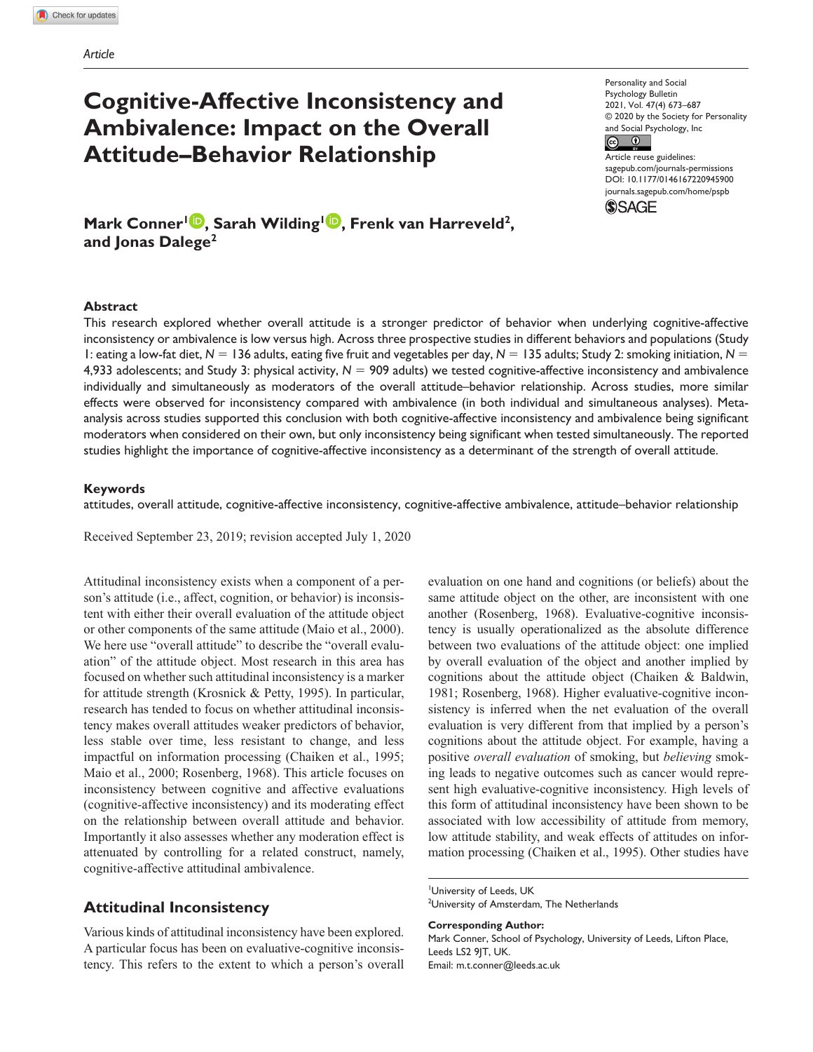Article

# Cognitive-Affective Inconsistency and Ambivalence: Impact on the Overall Attitude–Behavior Relationship

Personality and Social Psychology Bulletin
2021, Vol. 47(4) 673–687
© 2020 by the Society for Personality and Social Psychology, Inc
Article reuse guidelines: sagepub.com/journals-permissions
DOI: 10.1177/0146167220945900
journals.sagepub.com/home/pspb

**Mark Conner[1], Sarah Wilding[1], Frenk van Harreveld[2], and Jonas Dalege[2]**

## Abstract

This research explored whether overall attitude is a stronger predictor of behavior when underlying cognitive-affective inconsistency or ambivalence is low versus high. Across three prospective studies in different behaviors and populations (Study 1: eating a low-fat diet, $N = 136$ adults, eating five fruit and vegetables per day, $N = 135$ adults; Study 2: smoking initiation, $N = 4,933$ adolescents; and Study 3: physical activity, $N = 909$ adults) we tested cognitive-affective inconsistency and ambivalence individually and simultaneously as moderators of the overall attitude–behavior relationship. Across studies, more similar effects were observed for inconsistency compared with ambivalence (in both individual and simultaneous analyses). Meta-analysis across studies supported this conclusion with both cognitive-affective inconsistency and ambivalence being significant moderators when considered on their own, but only inconsistency being significant when tested simultaneously. The reported studies highlight the importance of cognitive-affective inconsistency as a determinant of the strength of overall attitude.

## Keywords

attitudes, overall attitude, cognitive-affective inconsistency, cognitive-affective ambivalence, attitude–behavior relationship

Received September 23, 2019; revision accepted July 1, 2020

Attitudinal inconsistency exists when a component of a person's attitude (i.e., affect, cognition, or behavior) is inconsistent with either their overall evaluation of the attitude object or other components of the same attitude (Maio et al., 2000). We here use "overall attitude" to describe the "overall evaluation" of the attitude object. Most research in this area has focused on whether such attitudinal inconsistency is a marker for attitude strength (Krosnick & Petty, 1995). In particular, research has tended to focus on whether attitudinal inconsistency makes overall attitudes weaker predictors of behavior, less stable over time, less resistant to change, and less impactful on information processing (Chaiken et al., 1995; Maio et al., 2000; Rosenberg, 1968). This article focuses on inconsistency between cognitive and affective evaluations (cognitive-affective inconsistency) and its moderating effect on the relationship between overall attitude and behavior. Importantly it also assesses whether any moderation effect is attenuated by controlling for a related construct, namely, cognitive-affective attitudinal ambivalence.

## Attitudinal Inconsistency

Various kinds of attitudinal inconsistency have been explored. A particular focus has been on evaluative-cognitive inconsistency. This refers to the extent to which a person's overall evaluation on one hand and cognitions (or beliefs) about the same attitude object on the other, are inconsistent with one another (Rosenberg, 1968). Evaluative-cognitive inconsistency is usually operationalized as the absolute difference between two evaluations of the attitude object: one implied by overall evaluation of the object and another implied by cognitions about the attitude object (Chaiken & Baldwin, 1981; Rosenberg, 1968). Higher evaluative-cognitive inconsistency is inferred when the net evaluation of the overall evaluation is very different from that implied by a person's cognitions about the attitude object. For example, having a positive *overall evaluation* of smoking, but *believing* smoking leads to negative outcomes such as cancer would represent high evaluative-cognitive inconsistency. High levels of this form of attitudinal inconsistency have been shown to be associated with low accessibility of attitude from memory, low attitude stability, and weak effects of attitudes on information processing (Chaiken et al., 1995). Other studies have

[1]University of Leeds, UK
[2]University of Amsterdam, The Netherlands

**Corresponding Author:**
Mark Conner, School of Psychology, University of Leeds, Lifton Place, Leeds LS2 9JT, UK.
Email: m.t.conner@leeds.ac.uk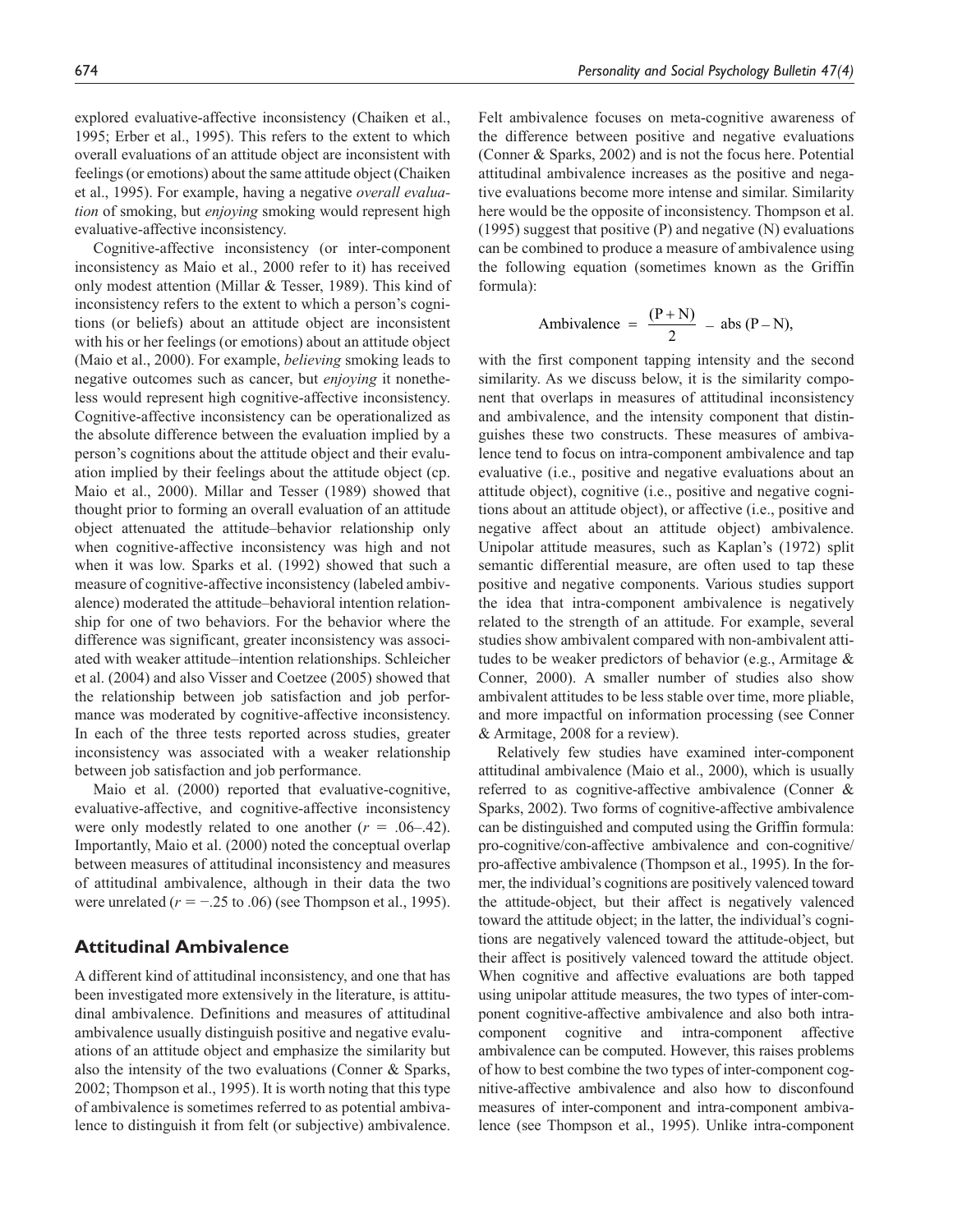explored evaluative-affective inconsistency (Chaiken et al., 1995; Erber et al., 1995). This refers to the extent to which overall evaluations of an attitude object are inconsistent with feelings (or emotions) about the same attitude object (Chaiken et al., 1995). For example, having a negative *overall evaluation* of smoking, but *enjoying* smoking would represent high evaluative-affective inconsistency.

Cognitive-affective inconsistency (or inter-component inconsistency as Maio et al., 2000 refer to it) has received only modest attention (Millar & Tesser, 1989). This kind of inconsistency refers to the extent to which a person's cognitions (or beliefs) about an attitude object are inconsistent with his or her feelings (or emotions) about an attitude object (Maio et al., 2000). For example, *believing* smoking leads to negative outcomes such as cancer, but *enjoying* it nonetheless would represent high cognitive-affective inconsistency. Cognitive-affective inconsistency can be operationalized as the absolute difference between the evaluation implied by a person's cognitions about the attitude object and their evaluation implied by their feelings about the attitude object (cp. Maio et al., 2000). Millar and Tesser (1989) showed that thought prior to forming an overall evaluation of an attitude object attenuated the attitude–behavior relationship only when cognitive-affective inconsistency was high and not when it was low. Sparks et al. (1992) showed that such a measure of cognitive-affective inconsistency (labeled ambivalence) moderated the attitude–behavioral intention relationship for one of two behaviors. For the behavior where the difference was significant, greater inconsistency was associated with weaker attitude–intention relationships. Schleicher et al. (2004) and also Visser and Coetzee (2005) showed that the relationship between job satisfaction and job performance was moderated by cognitive-affective inconsistency. In each of the three tests reported across studies, greater inconsistency was associated with a weaker relationship between job satisfaction and job performance.

Maio et al. (2000) reported that evaluative-cognitive, evaluative-affective, and cognitive-affective inconsistency were only modestly related to one another ($r$ = .06–.42). Importantly, Maio et al. (2000) noted the conceptual overlap between measures of attitudinal inconsistency and measures of attitudinal ambivalence, although in their data the two were unrelated ($r$ = −.25 to .06) (see Thompson et al., 1995).

## Attitudinal Ambivalence

A different kind of attitudinal inconsistency, and one that has been investigated more extensively in the literature, is attitudinal ambivalence. Definitions and measures of attitudinal ambivalence usually distinguish positive and negative evaluations of an attitude object and emphasize the similarity but also the intensity of the two evaluations (Conner & Sparks, 2002; Thompson et al., 1995). It is worth noting that this type of ambivalence is sometimes referred to as potential ambivalence to distinguish it from felt (or subjective) ambivalence. Felt ambivalence focuses on meta-cognitive awareness of the difference between positive and negative evaluations (Conner & Sparks, 2002) and is not the focus here. Potential attitudinal ambivalence increases as the positive and negative evaluations become more intense and similar. Similarity here would be the opposite of inconsistency. Thompson et al. (1995) suggest that positive (P) and negative (N) evaluations can be combined to produce a measure of ambivalence using the following equation (sometimes known as the Griffin formula):

$$\text{Ambivalence} = \frac{(\text{P} + \text{N})}{2} - \text{abs}(\text{P} - \text{N}),$$

with the first component tapping intensity and the second similarity. As we discuss below, it is the similarity component that overlaps in measures of attitudinal inconsistency and ambivalence, and the intensity component that distinguishes these two constructs. These measures of ambivalence tend to focus on intra-component ambivalence and tap evaluative (i.e., positive and negative evaluations about an attitude object), cognitive (i.e., positive and negative cognitions about an attitude object), or affective (i.e., positive and negative affect about an attitude object) ambivalence. Unipolar attitude measures, such as Kaplan's (1972) split semantic differential measure, are often used to tap these positive and negative components. Various studies support the idea that intra-component ambivalence is negatively related to the strength of an attitude. For example, several studies show ambivalent compared with non-ambivalent attitudes to be weaker predictors of behavior (e.g., Armitage & Conner, 2000). A smaller number of studies also show ambivalent attitudes to be less stable over time, more pliable, and more impactful on information processing (see Conner & Armitage, 2008 for a review).

Relatively few studies have examined inter-component attitudinal ambivalence (Maio et al., 2000), which is usually referred to as cognitive-affective ambivalence (Conner & Sparks, 2002). Two forms of cognitive-affective ambivalence can be distinguished and computed using the Griffin formula: pro-cognitive/con-affective ambivalence and con-cognitive/pro-affective ambivalence (Thompson et al., 1995). In the former, the individual's cognitions are positively valenced toward the attitude-object, but their affect is negatively valenced toward the attitude object; in the latter, the individual's cognitions are negatively valenced toward the attitude-object, but their affect is positively valenced toward the attitude object. When cognitive and affective evaluations are both tapped using unipolar attitude measures, the two types of inter-component cognitive-affective ambivalence and also both intra-component cognitive and intra-component affective ambivalence can be computed. However, this raises problems of how to best combine the two types of inter-component cognitive-affective ambivalence and also how to disconfound measures of inter-component and intra-component ambivalence (see Thompson et al., 1995). Unlike intra-component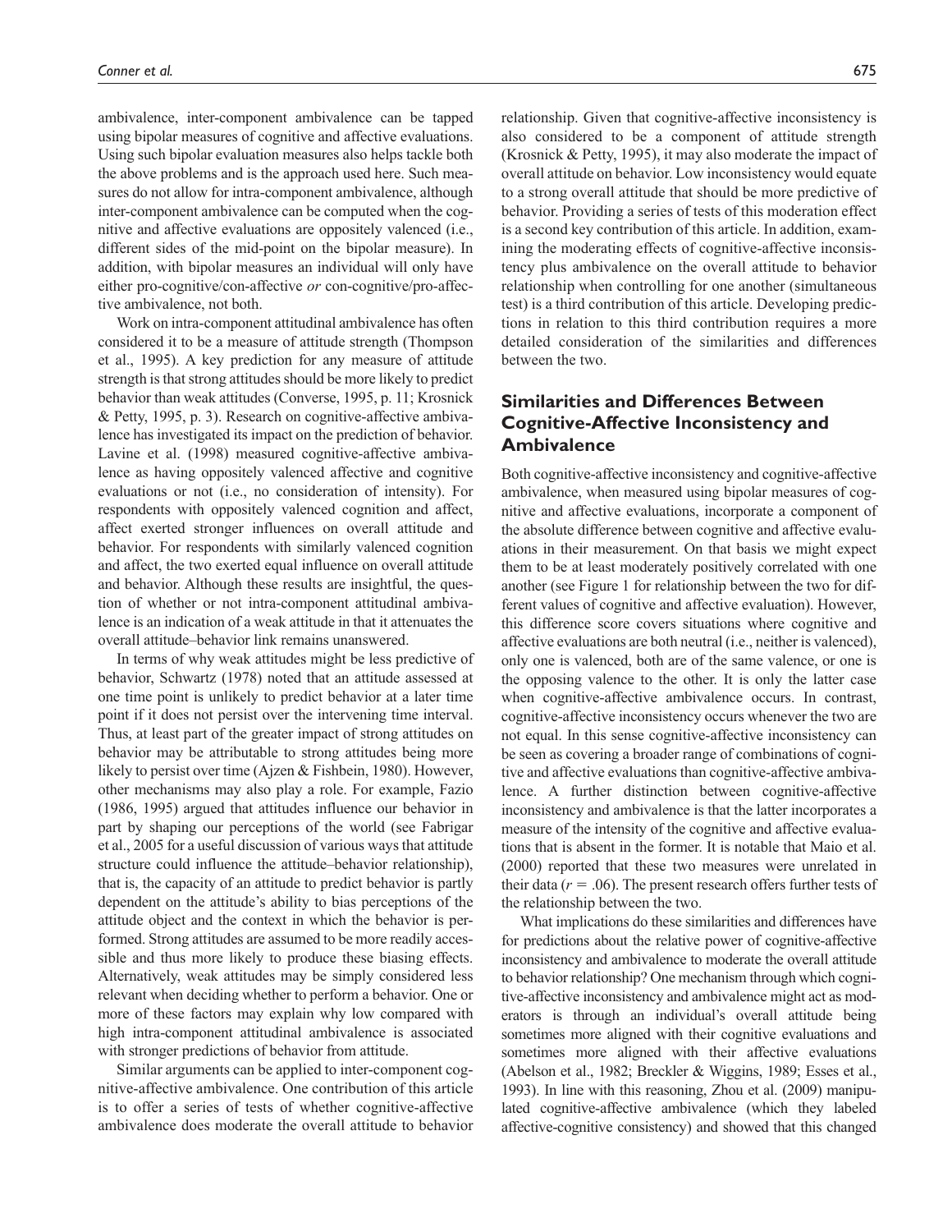ambivalence, inter-component ambivalence can be tapped using bipolar measures of cognitive and affective evaluations. Using such bipolar evaluation measures also helps tackle both the above problems and is the approach used here. Such measures do not allow for intra-component ambivalence, although inter-component ambivalence can be computed when the cognitive and affective evaluations are oppositely valenced (i.e., different sides of the mid-point on the bipolar measure). In addition, with bipolar measures an individual will only have either pro-cognitive/con-affective *or* con-cognitive/pro-affective ambivalence, not both.

Work on intra-component attitudinal ambivalence has often considered it to be a measure of attitude strength (Thompson et al., 1995). A key prediction for any measure of attitude strength is that strong attitudes should be more likely to predict behavior than weak attitudes (Converse, 1995, p. 11; Krosnick & Petty, 1995, p. 3). Research on cognitive-affective ambivalence has investigated its impact on the prediction of behavior. Lavine et al. (1998) measured cognitive-affective ambivalence as having oppositely valenced affective and cognitive evaluations or not (i.e., no consideration of intensity). For respondents with oppositely valenced cognition and affect, affect exerted stronger influences on overall attitude and behavior. For respondents with similarly valenced cognition and affect, the two exerted equal influence on overall attitude and behavior. Although these results are insightful, the question of whether or not intra-component attitudinal ambivalence is an indication of a weak attitude in that it attenuates the overall attitude–behavior link remains unanswered.

In terms of why weak attitudes might be less predictive of behavior, Schwartz (1978) noted that an attitude assessed at one time point is unlikely to predict behavior at a later time point if it does not persist over the intervening time interval. Thus, at least part of the greater impact of strong attitudes on behavior may be attributable to strong attitudes being more likely to persist over time (Ajzen & Fishbein, 1980). However, other mechanisms may also play a role. For example, Fazio (1986, 1995) argued that attitudes influence our behavior in part by shaping our perceptions of the world (see Fabrigar et al., 2005 for a useful discussion of various ways that attitude structure could influence the attitude–behavior relationship), that is, the capacity of an attitude to predict behavior is partly dependent on the attitude's ability to bias perceptions of the attitude object and the context in which the behavior is performed. Strong attitudes are assumed to be more readily accessible and thus more likely to produce these biasing effects. Alternatively, weak attitudes may be simply considered less relevant when deciding whether to perform a behavior. One or more of these factors may explain why low compared with high intra-component attitudinal ambivalence is associated with stronger predictions of behavior from attitude.

Similar arguments can be applied to inter-component cognitive-affective ambivalence. One contribution of this article is to offer a series of tests of whether cognitive-affective ambivalence does moderate the overall attitude to behavior relationship. Given that cognitive-affective inconsistency is also considered to be a component of attitude strength (Krosnick & Petty, 1995), it may also moderate the impact of overall attitude on behavior. Low inconsistency would equate to a strong overall attitude that should be more predictive of behavior. Providing a series of tests of this moderation effect is a second key contribution of this article. In addition, examining the moderating effects of cognitive-affective inconsistency plus ambivalence on the overall attitude to behavior relationship when controlling for one another (simultaneous test) is a third contribution of this article. Developing predictions in relation to this third contribution requires a more detailed consideration of the similarities and differences between the two.

## Similarities and Differences Between Cognitive-Affective Inconsistency and Ambivalence

Both cognitive-affective inconsistency and cognitive-affective ambivalence, when measured using bipolar measures of cognitive and affective evaluations, incorporate a component of the absolute difference between cognitive and affective evaluations in their measurement. On that basis we might expect them to be at least moderately positively correlated with one another (see Figure 1 for relationship between the two for different values of cognitive and affective evaluation). However, this difference score covers situations where cognitive and affective evaluations are both neutral (i.e., neither is valenced), only one is valenced, both are of the same valence, or one is the opposing valence to the other. It is only the latter case when cognitive-affective ambivalence occurs. In contrast, cognitive-affective inconsistency occurs whenever the two are not equal. In this sense cognitive-affective inconsistency can be seen as covering a broader range of combinations of cognitive and affective evaluations than cognitive-affective ambivalence. A further distinction between cognitive-affective inconsistency and ambivalence is that the latter incorporates a measure of the intensity of the cognitive and affective evaluations that is absent in the former. It is notable that Maio et al. (2000) reported that these two measures were unrelated in their data ($r = .06$). The present research offers further tests of the relationship between the two.

What implications do these similarities and differences have for predictions about the relative power of cognitive-affective inconsistency and ambivalence to moderate the overall attitude to behavior relationship? One mechanism through which cognitive-affective inconsistency and ambivalence might act as moderators is through an individual's overall attitude being sometimes more aligned with their cognitive evaluations and sometimes more aligned with their affective evaluations (Abelson et al., 1982; Breckler & Wiggins, 1989; Esses et al., 1993). In line with this reasoning, Zhou et al. (2009) manipulated cognitive-affective ambivalence (which they labeled affective-cognitive consistency) and showed that this changed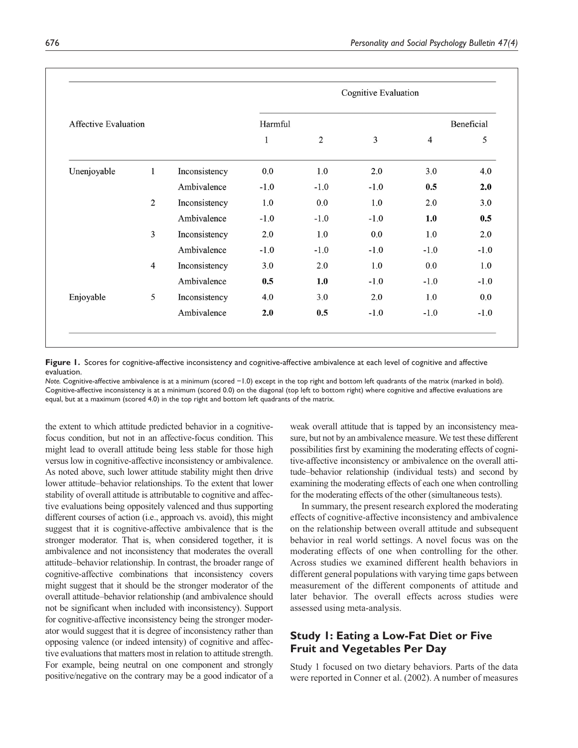| Affective Evaluation | | | Cognitive Evaluation | | | | |
|---|---|---|---|---|---|---|---|
| | | | Harmful | | | | Beneficial |
| | | | 1 | 2 | 3 | 4 | 5 |
| Unenjoyable | 1 | Inconsistency | 0.0 | 1.0 | 2.0 | 3.0 | 4.0 |
| | | Ambivalence | -1.0 | -1.0 | -1.0 | **0.5** | **2.0** |
| | 2 | Inconsistency | 1.0 | 0.0 | 1.0 | 2.0 | 3.0 |
| | | Ambivalence | -1.0 | -1.0 | -1.0 | **1.0** | **0.5** |
| | 3 | Inconsistency | 2.0 | 1.0 | 0.0 | 1.0 | 2.0 |
| | | Ambivalence | -1.0 | -1.0 | -1.0 | -1.0 | -1.0 |
| | 4 | Inconsistency | 3.0 | 2.0 | 1.0 | 0.0 | 1.0 |
| | | Ambivalence | **0.5** | **1.0** | -1.0 | -1.0 | -1.0 |
| Enjoyable | 5 | Inconsistency | 4.0 | 3.0 | 2.0 | 1.0 | 0.0 |
| | | Ambivalence | **2.0** | **0.5** | -1.0 | -1.0 | -1.0 |

**Figure 1.** Scores for cognitive-affective inconsistency and cognitive-affective ambivalence at each level of cognitive and affective evaluation.

*Note.* Cognitive-affective ambivalence is at a minimum (scored −1.0) except in the top right and bottom left quadrants of the matrix (marked in bold). Cognitive-affective inconsistency is at a minimum (scored 0.0) on the diagonal (top left to bottom right) where cognitive and affective evaluations are equal, but at a maximum (scored 4.0) in the top right and bottom left quadrants of the matrix.

the extent to which attitude predicted behavior in a cognitive-focus condition, but not in an affective-focus condition. This might lead to overall attitude being less stable for those high versus low in cognitive-affective inconsistency or ambivalence. As noted above, such lower attitude stability might then drive lower attitude–behavior relationships. To the extent that lower stability of overall attitude is attributable to cognitive and affective evaluations being oppositely valenced and thus supporting different courses of action (i.e., approach vs. avoid), this might suggest that it is cognitive-affective ambivalence that is the stronger moderator. That is, when considered together, it is ambivalence and not inconsistency that moderates the overall attitude–behavior relationship. In contrast, the broader range of cognitive-affective combinations that inconsistency covers might suggest that it should be the stronger moderator of the overall attitude–behavior relationship (and ambivalence should not be significant when included with inconsistency). Support for cognitive-affective inconsistency being the stronger moderator would suggest that it is degree of inconsistency rather than opposing valence (or indeed intensity) of cognitive and affective evaluations that matters most in relation to attitude strength. For example, being neutral on one component and strongly positive/negative on the contrary may be a good indicator of a weak overall attitude that is tapped by an inconsistency measure, but not by an ambivalence measure. We test these different possibilities first by examining the moderating effects of cognitive-affective inconsistency or ambivalence on the overall attitude–behavior relationship (individual tests) and second by examining the moderating effects of each one when controlling for the moderating effects of the other (simultaneous tests).

In summary, the present research explored the moderating effects of cognitive-affective inconsistency and ambivalence on the relationship between overall attitude and subsequent behavior in real world settings. A novel focus was on the moderating effects of one when controlling for the other. Across studies we examined different health behaviors in different general populations with varying time gaps between measurement of the different components of attitude and later behavior. The overall effects across studies were assessed using meta-analysis.

## Study 1: Eating a Low-Fat Diet or Five Fruit and Vegetables Per Day

Study 1 focused on two dietary behaviors. Parts of the data were reported in Conner et al. (2002). A number of measures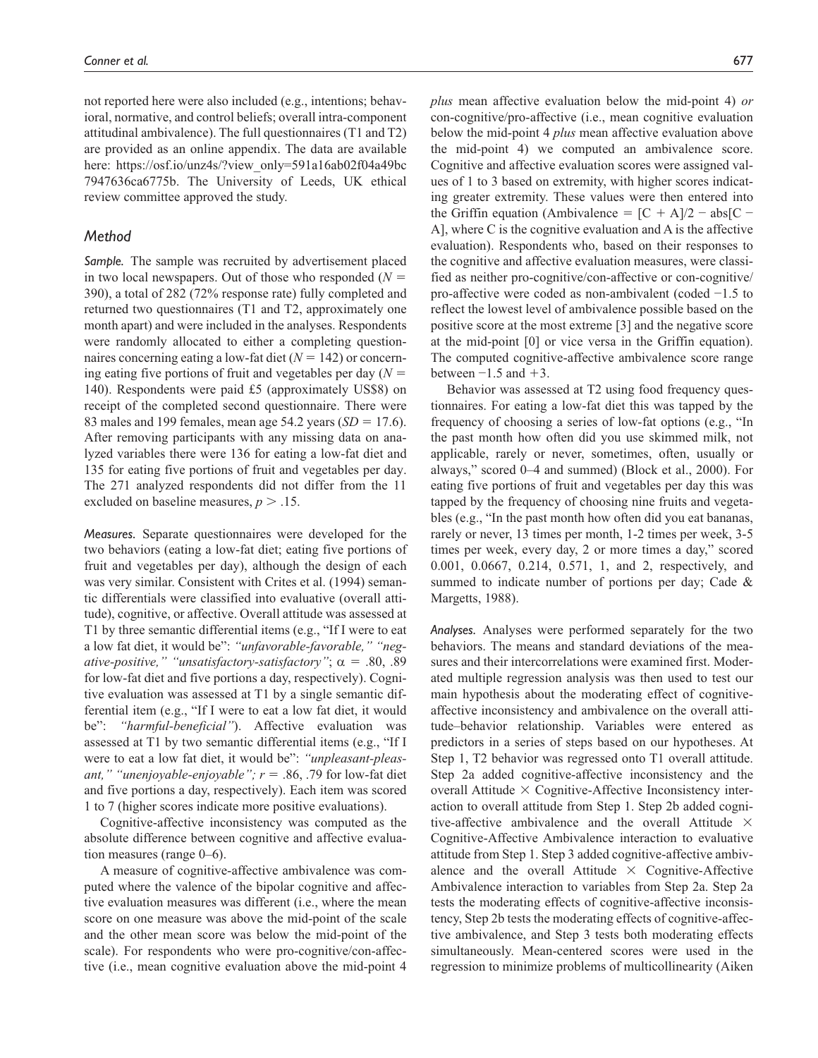not reported here were also included (e.g., intentions; behavioral, normative, and control beliefs; overall intra-component attitudinal ambivalence). The full questionnaires (T1 and T2) are provided as an online appendix. The data are available here: https://osf.io/unz4s/?view_only=591a16ab02f04a49bc7947636ca6775b. The University of Leeds, UK ethical review committee approved the study.

## Method

***Sample.*** The sample was recruited by advertisement placed in two local newspapers. Out of those who responded ($N$ = 390), a total of 282 (72% response rate) fully completed and returned two questionnaires (T1 and T2, approximately one month apart) and were included in the analyses. Respondents were randomly allocated to either a completing questionnaires concerning eating a low-fat diet ($N$ = 142) or concerning eating five portions of fruit and vegetables per day ($N$ = 140). Respondents were paid £5 (approximately US$8) on receipt of the completed second questionnaire. There were 83 males and 199 females, mean age 54.2 years ($SD$ = 17.6). After removing participants with any missing data on analyzed variables there were 136 for eating a low-fat diet and 135 for eating five portions of fruit and vegetables per day. The 271 analyzed respondents did not differ from the 11 excluded on baseline measures, $p > .15$.

***Measures.*** Separate questionnaires were developed for the two behaviors (eating a low-fat diet; eating five portions of fruit and vegetables per day), although the design of each was very similar. Consistent with Crites et al. (1994) semantic differentials were classified into evaluative (overall attitude), cognitive, or affective. Overall attitude was assessed at T1 by three semantic differential items (e.g., "If I were to eat a low fat diet, it would be": *"unfavorable-favorable," "negative-positive," "unsatisfactory-satisfactory"*; $\alpha$ = .80, .89 for low-fat diet and five portions a day, respectively). Cognitive evaluation was assessed at T1 by a single semantic differential item (e.g., "If I were to eat a low fat diet, it would be": *"harmful-beneficial"*). Affective evaluation was assessed at T1 by two semantic differential items (e.g., "If I were to eat a low fat diet, it would be": *"unpleasant-pleasant," "unenjoyable-enjoyable"*; $r$ = .86, .79 for low-fat diet and five portions a day, respectively). Each item was scored 1 to 7 (higher scores indicate more positive evaluations).

Cognitive-affective inconsistency was computed as the absolute difference between cognitive and affective evaluation measures (range 0–6).

A measure of cognitive-affective ambivalence was computed where the valence of the bipolar cognitive and affective evaluation measures was different (i.e., where the mean score on one measure was above the mid-point of the scale and the other mean score was below the mid-point of the scale). For respondents who were pro-cognitive/con-affective (i.e., mean cognitive evaluation above the mid-point 4 *plus* mean affective evaluation below the mid-point 4) *or* con-cognitive/pro-affective (i.e., mean cognitive evaluation below the mid-point 4 *plus* mean affective evaluation above the mid-point 4) we computed an ambivalence score. Cognitive and affective evaluation scores were assigned values of 1 to 3 based on extremity, with higher scores indicating greater extremity. These values were then entered into the Griffin equation (Ambivalence = $[C + A]/2 - \text{abs}[C - A]$, where C is the cognitive evaluation and A is the affective evaluation). Respondents who, based on their responses to the cognitive and affective evaluation measures, were classified as neither pro-cognitive/con-affective or con-cognitive/pro-affective were coded as non-ambivalent (coded −1.5 to reflect the lowest level of ambivalence possible based on the positive score at the most extreme [3] and the negative score at the mid-point [0] or vice versa in the Griffin equation). The computed cognitive-affective ambivalence score range between −1.5 and +3.

Behavior was assessed at T2 using food frequency questionnaires. For eating a low-fat diet this was tapped by the frequency of choosing a series of low-fat options (e.g., "In the past month how often did you use skimmed milk, not applicable, rarely or never, sometimes, often, usually or always," scored 0–4 and summed) (Block et al., 2000). For eating five portions of fruit and vegetables per day this was tapped by the frequency of choosing nine fruits and vegetables (e.g., "In the past month how often did you eat bananas, rarely or never, 13 times per month, 1-2 times per week, 3-5 times per week, every day, 2 or more times a day," scored 0.001, 0.0667, 0.214, 0.571, 1, and 2, respectively, and summed to indicate number of portions per day; Cade & Margetts, 1988).

***Analyses.*** Analyses were performed separately for the two behaviors. The means and standard deviations of the measures and their intercorrelations were examined first. Moderated multiple regression analysis was then used to test our main hypothesis about the moderating effect of cognitive-affective inconsistency and ambivalence on the overall attitude–behavior relationship. Variables were entered as predictors in a series of steps based on our hypotheses. At Step 1, T2 behavior was regressed onto T1 overall attitude. Step 2a added cognitive-affective inconsistency and the overall Attitude × Cognitive-Affective Inconsistency interaction to overall attitude from Step 1. Step 2b added cognitive-affective ambivalence and the overall Attitude × Cognitive-Affective Ambivalence interaction to evaluative attitude from Step 1. Step 3 added cognitive-affective ambivalence and the overall Attitude × Cognitive-Affective Ambivalence interaction to variables from Step 2a. Step 2a tests the moderating effects of cognitive-affective inconsistency, Step 2b tests the moderating effects of cognitive-affective ambivalence, and Step 3 tests both moderating effects simultaneously. Mean-centered scores were used in the regression to minimize problems of multicollinearity (Aiken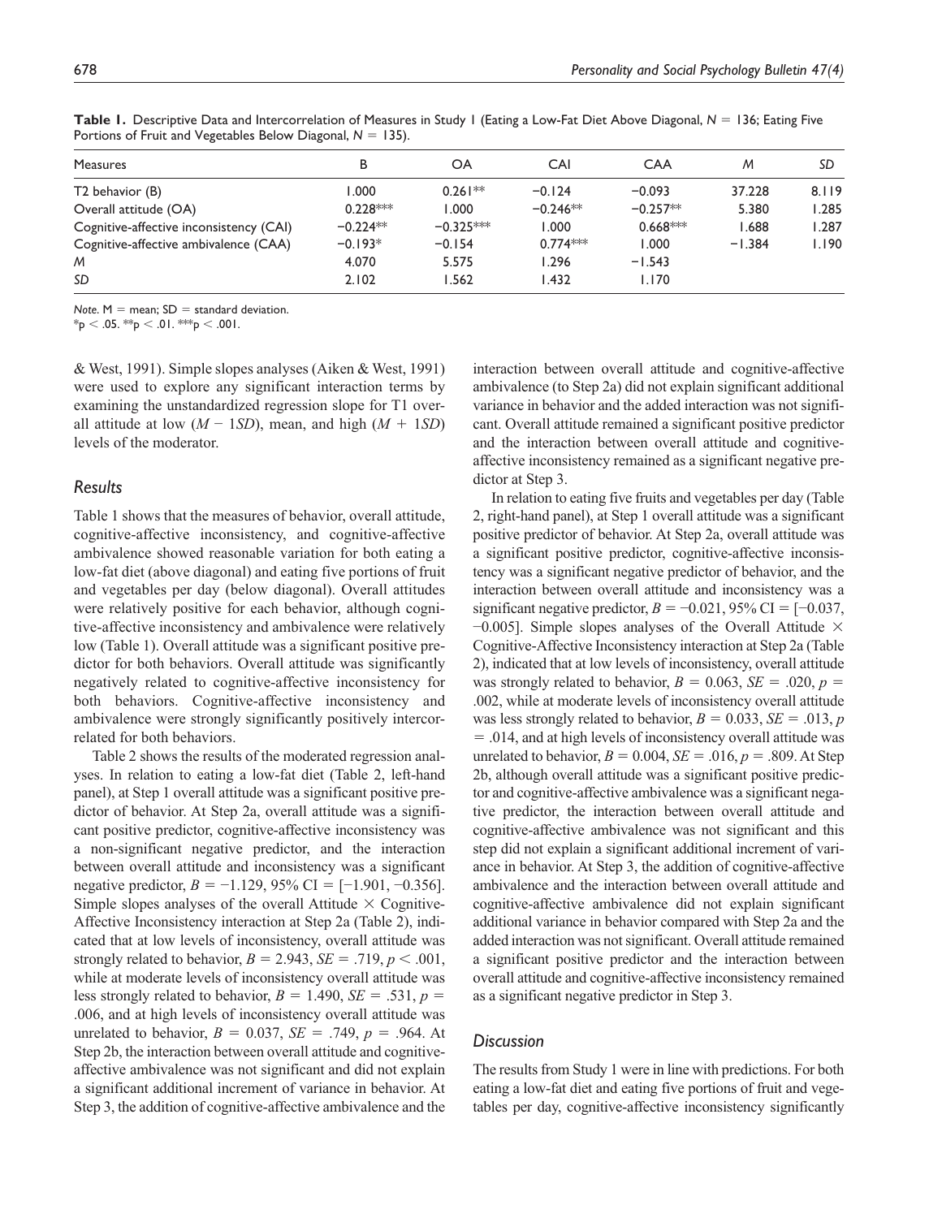**Table 1.** Descriptive Data and Intercorrelation of Measures in Study 1 (Eating a Low-Fat Diet Above Diagonal, $N = 136$; Eating Five Portions of Fruit and Vegetables Below Diagonal, $N = 135$).

| Measures | B | OA | CAI | CAA | *M* | *SD* |
|---|---|---|---|---|---|---|
| T2 behavior (B) | 1.000 | 0.261** | −0.124 | −0.093 | 37.228 | 8.119 |
| Overall attitude (OA) | 0.228*** | 1.000 | −0.246** | −0.257** | 5.380 | 1.285 |
| Cognitive-affective inconsistency (CAI) | −0.224** | −0.325*** | 1.000 | 0.668*** | 1.688 | 1.287 |
| Cognitive-affective ambivalence (CAA) | −0.193* | −0.154 | 0.774*** | 1.000 | −1.384 | 1.190 |
| *M* | 4.070 | 5.575 | 1.296 | −1.543 | | |
| *SD* | 2.102 | 1.562 | 1.432 | 1.170 | | |

*Note.* M = mean; SD = standard deviation.
*$p < .05$. **$p < .01$. ***$p < .001$.

& West, 1991). Simple slopes analyses (Aiken & West, 1991) were used to explore any significant interaction terms by examining the unstandardized regression slope for T1 overall attitude at low ($M - 1SD$), mean, and high ($M + 1SD$) levels of the moderator.

## Results

Table 1 shows that the measures of behavior, overall attitude, cognitive-affective inconsistency, and cognitive-affective ambivalence showed reasonable variation for both eating a low-fat diet (above diagonal) and eating five portions of fruit and vegetables per day (below diagonal). Overall attitudes were relatively positive for each behavior, although cognitive-affective inconsistency and ambivalence were relatively low (Table 1). Overall attitude was a significant positive predictor for both behaviors. Overall attitude was significantly negatively related to cognitive-affective inconsistency for both behaviors. Cognitive-affective inconsistency and ambivalence were strongly significantly positively intercorrelated for both behaviors.

Table 2 shows the results of the moderated regression analyses. In relation to eating a low-fat diet (Table 2, left-hand panel), at Step 1 overall attitude was a significant positive predictor of behavior. At Step 2a, overall attitude was a significant positive predictor, cognitive-affective inconsistency was a non-significant negative predictor, and the interaction between overall attitude and inconsistency was a significant negative predictor, $B = -1.129$, 95% CI = [−1.901, −0.356]. Simple slopes analyses of the overall Attitude × Cognitive-Affective Inconsistency interaction at Step 2a (Table 2), indicated that at low levels of inconsistency, overall attitude was strongly related to behavior, $B = 2.943$, $SE = .719$, $p < .001$, while at moderate levels of inconsistency overall attitude was less strongly related to behavior, $B = 1.490$, $SE = .531$, $p = .006$, and at high levels of inconsistency overall attitude was unrelated to behavior, $B = 0.037$, $SE = .749$, $p = .964$. At Step 2b, the interaction between overall attitude and cognitive-affective ambivalence was not significant and did not explain a significant additional increment of variance in behavior. At Step 3, the addition of cognitive-affective ambivalence and the interaction between overall attitude and cognitive-affective ambivalence (to Step 2a) did not explain significant additional variance in behavior and the added interaction was not significant. Overall attitude remained a significant positive predictor and the interaction between overall attitude and cognitive-affective inconsistency remained as a significant negative predictor at Step 3.

In relation to eating five fruits and vegetables per day (Table 2, right-hand panel), at Step 1 overall attitude was a significant positive predictor of behavior. At Step 2a, overall attitude was a significant positive predictor, cognitive-affective inconsistency was a significant negative predictor of behavior, and the interaction between overall attitude and inconsistency was a significant negative predictor, $B = -0.021$, 95% CI = [−0.037, −0.005]. Simple slopes analyses of the Overall Attitude × Cognitive-Affective Inconsistency interaction at Step 2a (Table 2), indicated that at low levels of inconsistency, overall attitude was strongly related to behavior, $B = 0.063$, $SE = .020$, $p = .002$, while at moderate levels of inconsistency overall attitude was less strongly related to behavior, $B = 0.033$, $SE = .013$, $p = .014$, and at high levels of inconsistency overall attitude was unrelated to behavior, $B = 0.004$, $SE = .016$, $p = .809$. At Step 2b, although overall attitude was a significant positive predictor and cognitive-affective ambivalence was a significant negative predictor, the interaction between overall attitude and cognitive-affective ambivalence was not significant and this step did not explain a significant additional increment of variance in behavior. At Step 3, the addition of cognitive-affective ambivalence and the interaction between overall attitude and cognitive-affective ambivalence did not explain significant additional variance in behavior compared with Step 2a and the added interaction was not significant. Overall attitude remained a significant positive predictor and the interaction between overall attitude and cognitive-affective inconsistency remained as a significant negative predictor in Step 3.

## Discussion

The results from Study 1 were in line with predictions. For both eating a low-fat diet and eating five portions of fruit and vegetables per day, cognitive-affective inconsistency significantly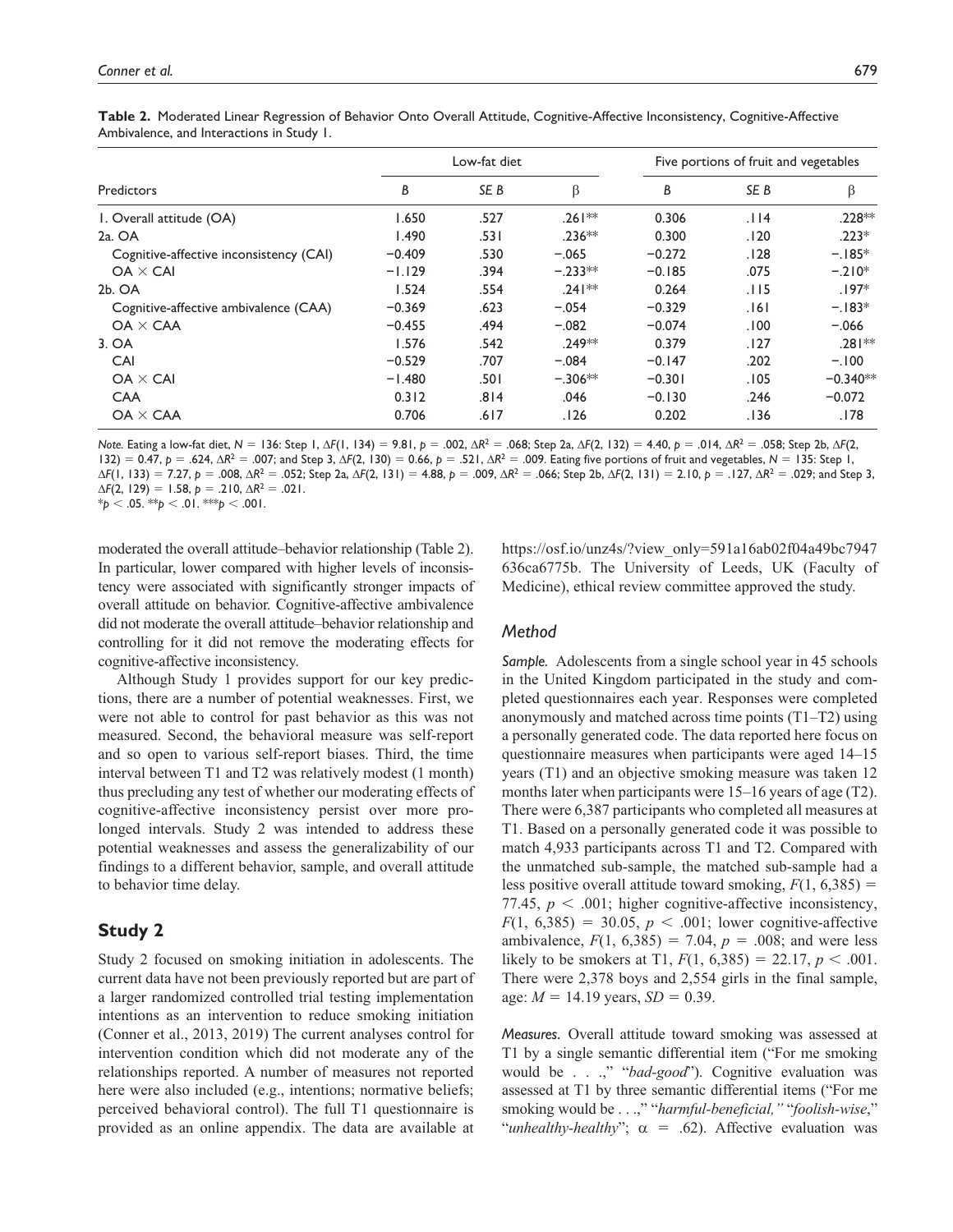**Table 2.** Moderated Linear Regression of Behavior Onto Overall Attitude, Cognitive-Affective Inconsistency, Cognitive-Affective Ambivalence, and Interactions in Study 1.

| Predictors | Low-fat diet | | | Five portions of fruit and vegetables | | |
|---|---|---|---|---|---|---|
| | *B* | *SE B* | β | *B* | *SE B* | β |
| 1. Overall attitude (OA) | 1.650 | .527 | .261** | 0.306 | .114 | .228** |
| 2a. OA | 1.490 | .531 | .236** | 0.300 | .120 | .223* |
| Cognitive-affective inconsistency (CAI) | −0.409 | .530 | −.065 | −0.272 | .128 | −.185* |
| OA × CAI | −1.129 | .394 | −.233** | −0.185 | .075 | −.210* |
| 2b. OA | 1.524 | .554 | .241** | 0.264 | .115 | .197* |
| Cognitive-affective ambivalence (CAA) | −0.369 | .623 | −.054 | −0.329 | .161 | −.183* |
| OA × CAA | −0.455 | .494 | −.082 | −0.074 | .100 | −.066 |
| 3. OA | 1.576 | .542 | .249** | 0.379 | .127 | .281** |
| CAI | −0.529 | .707 | −.084 | −0.147 | .202 | −.100 |
| OA × CAI | −1.480 | .501 | −.306** | −0.301 | .105 | −0.340** |
| CAA | 0.312 | .814 | .046 | −0.130 | .246 | −0.072 |
| OA × CAA | 0.706 | .617 | .126 | 0.202 | .136 | .178 |

*Note.* Eating a low-fat diet, $N = 136$: Step 1, $\Delta F(1, 134) = 9.81$, $p = .002$, $\Delta R^2 = .068$; Step 2a, $\Delta F(2, 132) = 4.40$, $p = .014$, $\Delta R^2 = .058$; Step 2b, $\Delta F(2, 132) = 0.47$, $p = .624$, $\Delta R^2 = .007$; and Step 3, $\Delta F(2, 130) = 0.66$, $p = .521$, $\Delta R^2 = .009$. Eating five portions of fruit and vegetables, $N = 135$: Step 1, $\Delta F(1, 133) = 7.27$, $p = .008$, $\Delta R^2 = .052$; Step 2a, $\Delta F(2, 131) = 4.88$, $p = .009$, $\Delta R^2 = .066$; Step 2b, $\Delta F(2, 131) = 2.10$, $p = .127$, $\Delta R^2 = .029$; and Step 3, $\Delta F(2, 129) = 1.58$, $p = .210$, $\Delta R^2 = .021$.
*$p < .05$. **$p < .01$. ***$p < .001$.

moderated the overall attitude–behavior relationship (Table 2). In particular, lower compared with higher levels of inconsistency were associated with significantly stronger impacts of overall attitude on behavior. Cognitive-affective ambivalence did not moderate the overall attitude–behavior relationship and controlling for it did not remove the moderating effects for cognitive-affective inconsistency.

Although Study 1 provides support for our key predictions, there are a number of potential weaknesses. First, we were not able to control for past behavior as this was not measured. Second, the behavioral measure was self-report and so open to various self-report biases. Third, the time interval between T1 and T2 was relatively modest (1 month) thus precluding any test of whether our moderating effects of cognitive-affective inconsistency persist over more prolonged intervals. Study 2 was intended to address these potential weaknesses and assess the generalizability of our findings to a different behavior, sample, and overall attitude to behavior time delay.

## Study 2

Study 2 focused on smoking initiation in adolescents. The current data have not been previously reported but are part of a larger randomized controlled trial testing implementation intentions as an intervention to reduce smoking initiation (Conner et al., 2013, 2019) The current analyses control for intervention condition which did not moderate any of the relationships reported. A number of measures not reported here were also included (e.g., intentions; normative beliefs; perceived behavioral control). The full T1 questionnaire is provided as an online appendix. The data are available at https://osf.io/unz4s/?view_only=591a16ab02f04a49bc7947636ca6775b. The University of Leeds, UK (Faculty of Medicine), ethical review committee approved the study.

### Method

*Sample.* Adolescents from a single school year in 45 schools in the United Kingdom participated in the study and completed questionnaires each year. Responses were completed anonymously and matched across time points (T1–T2) using a personally generated code. The data reported here focus on questionnaire measures when participants were aged 14–15 years (T1) and an objective smoking measure was taken 12 months later when participants were 15–16 years of age (T2). There were 6,387 participants who completed all measures at T1. Based on a personally generated code it was possible to match 4,933 participants across T1 and T2. Compared with the unmatched sub-sample, the matched sub-sample had a less positive overall attitude toward smoking, $F(1, 6{,}385) = 77.45$, $p < .001$; higher cognitive-affective inconsistency, $F(1, 6{,}385) = 30.05$, $p < .001$; lower cognitive-affective ambivalence, $F(1, 6{,}385) = 7.04$, $p = .008$; and were less likely to be smokers at T1, $F(1, 6{,}385) = 22.17$, $p < .001$. There were 2,378 boys and 2,554 girls in the final sample, age: $M = 14.19$ years, $SD = 0.39$.

*Measures.* Overall attitude toward smoking was assessed at T1 by a single semantic differential item ("For me smoking would be . . .," "*bad-good*"). Cognitive evaluation was assessed at T1 by three semantic differential items ("For me smoking would be . . .," "*harmful-beneficial,*" "*foolish-wise*," "*unhealthy-healthy*"; $\alpha = .62$). Affective evaluation was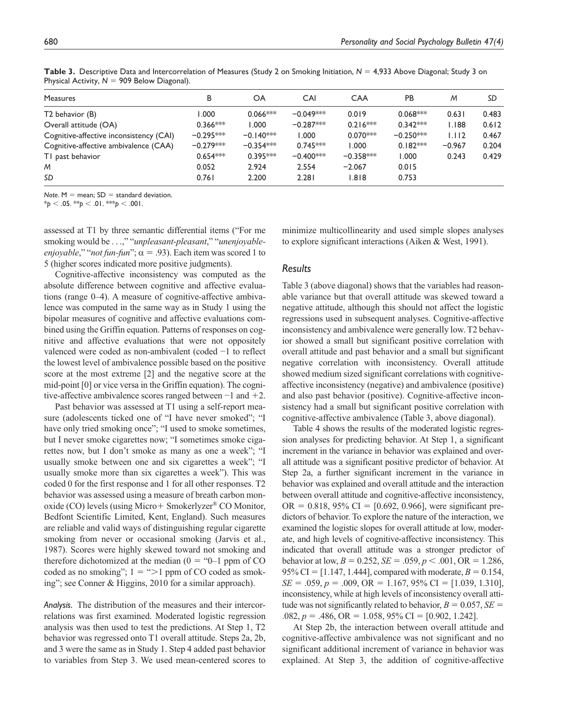**Table 3.** Descriptive Data and Intercorrelation of Measures (Study 2 on Smoking Initiation, $N = 4,933$ Above Diagonal; Study 3 on Physical Activity, $N = 909$ Below Diagonal).

| Measures | B | OA | CAI | CAA | PB | *M* | *SD* |
|---|---|---|---|---|---|---|---|
| T2 behavior (B) | 1.000 | 0.066*** | −0.049*** | 0.019 | 0.068*** | 0.631 | 0.483 |
| Overall attitude (OA) | 0.366*** | 1.000 | −0.287*** | 0.216*** | 0.342*** | 1.188 | 0.612 |
| Cognitive-affective inconsistency (CAI) | −0.295*** | −0.140*** | 1.000 | 0.070*** | −0.250*** | 1.112 | 0.467 |
| Cognitive-affective ambivalence (CAA) | −0.279*** | −0.354*** | 0.745*** | 1.000 | 0.182*** | −0.967 | 0.204 |
| T1 past behavior | 0.654*** | 0.395*** | −0.400*** | −0.358*** | 1.000 | 0.243 | 0.429 |
| *M* | 0.052 | 2.924 | 2.554 | −2.067 | 0.015 | | |
| *SD* | 0.761 | 2.200 | 2.281 | 1.818 | 0.753 | | |

*Note.* M = mean; SD = standard deviation.
*$p < .05$. **$p < .01$. ***$p < .001$.

assessed at T1 by three semantic differential items ("For me smoking would be . . .," "*unpleasant-pleasant*," "*unenjoyable-enjoyable*," "*not fun-fun*"; $\alpha = .93$). Each item was scored 1 to 5 (higher scores indicated more positive judgments).

Cognitive-affective inconsistency was computed as the absolute difference between cognitive and affective evaluations (range 0–4). A measure of cognitive-affective ambivalence was computed in the same way as in Study 1 using the bipolar measures of cognitive and affective evaluations combined using the Griffin equation. Patterns of responses on cognitive and affective evaluations that were not oppositely valenced were coded as non-ambivalent (coded −1 to reflect the lowest level of ambivalence possible based on the positive score at the most extreme [2] and the negative score at the mid-point [0] or vice versa in the Griffin equation). The cognitive-affective ambivalence scores ranged between −1 and +2.

Past behavior was assessed at T1 using a self-report measure (adolescents ticked one of "I have never smoked"; "I have only tried smoking once"; "I used to smoke sometimes, but I never smoke cigarettes now; "I sometimes smoke cigarettes now, but I don't smoke as many as one a week"; "I usually smoke between one and six cigarettes a week"; "I usually smoke more than six cigarettes a week"). This was coded 0 for the first response and 1 for all other responses. T2 behavior was assessed using a measure of breath carbon monoxide (CO) levels (using Micro+ Smokerlyzer® CO Monitor, Bedfont Scientific Limited, Kent, England). Such measures are reliable and valid ways of distinguishing regular cigarette smoking from never or occasional smoking (Jarvis et al., 1987). Scores were highly skewed toward not smoking and therefore dichotomized at the median (0 = "0–1 ppm of CO coded as no smoking"; 1 = ">1 ppm of CO coded as smoking"; see Conner & Higgins, 2010 for a similar approach).

*Analysis.* The distribution of the measures and their intercorrelations was first examined. Moderated logistic regression analysis was then used to test the predictions. At Step 1, T2 behavior was regressed onto T1 overall attitude. Steps 2a, 2b, and 3 were the same as in Study 1. Step 4 added past behavior to variables from Step 3. We used mean-centered scores to minimize multicollinearity and used simple slopes analyses to explore significant interactions (Aiken & West, 1991).

## Results

Table 3 (above diagonal) shows that the variables had reasonable variance but that overall attitude was skewed toward a negative attitude, although this should not affect the logistic regressions used in subsequent analyses. Cognitive-affective inconsistency and ambivalence were generally low. T2 behavior showed a small but significant positive correlation with overall attitude and past behavior and a small but significant negative correlation with inconsistency. Overall attitude showed medium sized significant correlations with cognitive-affective inconsistency (negative) and ambivalence (positive) and also past behavior (positive). Cognitive-affective inconsistency had a small but significant positive correlation with cognitive-affective ambivalence (Table 3, above diagonal).

Table 4 shows the results of the moderated logistic regression analyses for predicting behavior. At Step 1, a significant increment in the variance in behavior was explained and overall attitude was a significant positive predictor of behavior. At Step 2a, a further significant increment in the variance in behavior was explained and overall attitude and the interaction between overall attitude and cognitive-affective inconsistency, OR = 0.818, 95% CI = [0.692, 0.966], were significant predictors of behavior. To explore the nature of the interaction, we examined the logistic slopes for overall attitude at low, moderate, and high levels of cognitive-affective inconsistency. This indicated that overall attitude was a stronger predictor of behavior at low, $B = 0.252$, $SE = .059$, $p < .001$, OR = 1.286, 95% CI = [1.147, 1.444], compared with moderate, $B = 0.154$, $SE = .059$, $p = .009$, OR = 1.167, 95% CI = [1.039, 1.310], inconsistency, while at high levels of inconsistency overall attitude was not significantly related to behavior, $B = 0.057$, $SE = .082$, $p = .486$, OR = 1.058, 95% CI = [0.902, 1.242].

At Step 2b, the interaction between overall attitude and cognitive-affective ambivalence was not significant and no significant additional increment of variance in behavior was explained. At Step 3, the addition of cognitive-affective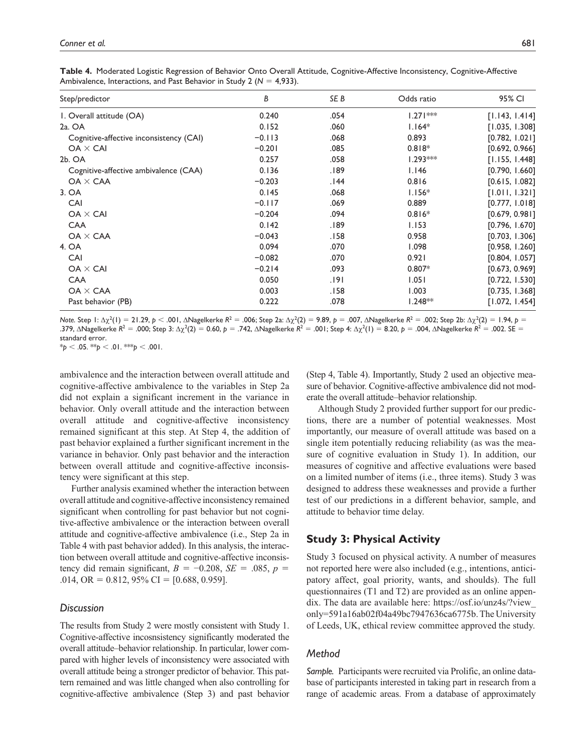**Table 4.** Moderated Logistic Regression of Behavior Onto Overall Attitude, Cognitive-Affective Inconsistency, Cognitive-Affective Ambivalence, Interactions, and Past Behavior in Study 2 ($N$ = 4,933).

| Step/predictor | $B$ | $SE$ $B$ | Odds ratio | 95% CI |
|---|---|---|---|---|
| 1. Overall attitude (OA) | 0.240 | .054 | 1.271*** | [1.143, 1.414] |
| 2a. OA | 0.152 | .060 | 1.164* | [1.035, 1.308] |
| Cognitive-affective inconsistency (CAI) | −0.113 | .068 | 0.893 | [0.782, 1.021] |
| OA × CAI | −0.201 | .085 | 0.818* | [0.692, 0.966] |
| 2b. OA | 0.257 | .058 | 1.293*** | [1.155, 1.448] |
| Cognitive-affective ambivalence (CAA) | 0.136 | .189 | 1.146 | [0.790, 1.660] |
| OA × CAA | −0.203 | .144 | 0.816 | [0.615, 1.082] |
| 3. OA | 0.145 | .068 | 1.156* | [1.011, 1.321] |
| CAI | −0.117 | .069 | 0.889 | [0.777, 1.018] |
| OA × CAI | −0.204 | .094 | 0.816* | [0.679, 0.981] |
| CAA | 0.142 | .189 | 1.153 | [0.796, 1.670] |
| OA × CAA | −0.043 | .158 | 0.958 | [0.703, 1.306] |
| 4. OA | 0.094 | .070 | 1.098 | [0.958, 1.260] |
| CAI | −0.082 | .070 | 0.921 | [0.804, 1.057] |
| OA × CAI | −0.214 | .093 | 0.807* | [0.673, 0.969] |
| CAA | 0.050 | .191 | 1.051 | [0.722, 1.530] |
| OA × CAA | 0.003 | .158 | 1.003 | [0.735, 1.368] |
| Past behavior (PB) | 0.222 | .078 | 1.248** | [1.072, 1.454] |

*Note.* Step 1: $\Delta\chi^2(1) = 21.29$, $p < .001$, $\Delta$Nagelkerke $R^2 = .006$; Step 2a: $\Delta\chi^2(2) = 9.89$, $p = .007$, $\Delta$Nagelkerke $R^2 = .002$; Step 2b: $\Delta\chi^2(2) = 1.94$, $p = .379$, $\Delta$Nagelkerke $R^2 = .000$; Step 3: $\Delta\chi^2(2) = 0.60$, $p = .742$, $\Delta$Nagelkerke $R^2 = .001$; Step 4: $\Delta\chi^2(1) = 8.20$, $p = .004$, $\Delta$Nagelkerke $R^2 = .002$. SE = standard error.
*$p < .05$. **$p < .01$. ***$p < .001$.

ambivalence and the interaction between overall attitude and cognitive-affective ambivalence to the variables in Step 2a did not explain a significant increment in the variance in behavior. Only overall attitude and the interaction between overall attitude and cognitive-affective inconsistency remained significant at this step. At Step 4, the addition of past behavior explained a further significant increment in the variance in behavior. Only past behavior and the interaction between overall attitude and cognitive-affective inconsistency were significant at this step.

Further analysis examined whether the interaction between overall attitude and cognitive-affective inconsistency remained significant when controlling for past behavior but not cognitive-affective ambivalence or the interaction between overall attitude and cognitive-affective ambivalence (i.e., Step 2a in Table 4 with past behavior added). In this analysis, the interaction between overall attitude and cognitive-affective inconsistency did remain significant, $B = -0.208$, $SE = .085$, $p = .014$, OR = 0.812, 95% CI = [0.688, 0.959].

### Discussion

The results from Study 2 were mostly consistent with Study 1. Cognitive-affective incosnsistency significantly moderated the overall attitude–behavior relationship. In particular, lower compared with higher levels of inconsistency were associated with overall attitude being a stronger predictor of behavior. This pattern remained and was little changed when also controlling for cognitive-affective ambivalence (Step 3) and past behavior (Step 4, Table 4). Importantly, Study 2 used an objective measure of behavior. Cognitive-affective ambivalence did not moderate the overall attitude–behavior relationship.

Although Study 2 provided further support for our predictions, there are a number of potential weaknesses. Most importantly, our measure of overall attitude was based on a single item potentially reducing reliability (as was the measure of cognitive evaluation in Study 1). In addition, our measures of cognitive and affective evaluations were based on a limited number of items (i.e., three items). Study 3 was designed to address these weaknesses and provide a further test of our predictions in a different behavior, sample, and attitude to behavior time delay.

## Study 3: Physical Activity

Study 3 focused on physical activity. A number of measures not reported here were also included (e.g., intentions, anticipatory affect, goal priority, wants, and shoulds). The full questionnaires (T1 and T2) are provided as an online appendix. The data are available here: https://osf.io/unz4s/?view_only=591a16ab02f04a49bc7947636ca6775b. The University of Leeds, UK, ethical review committee approved the study.

### Method

*Sample.* Participants were recruited via Prolific, an online database of participants interested in taking part in research from a range of academic areas. From a database of approximately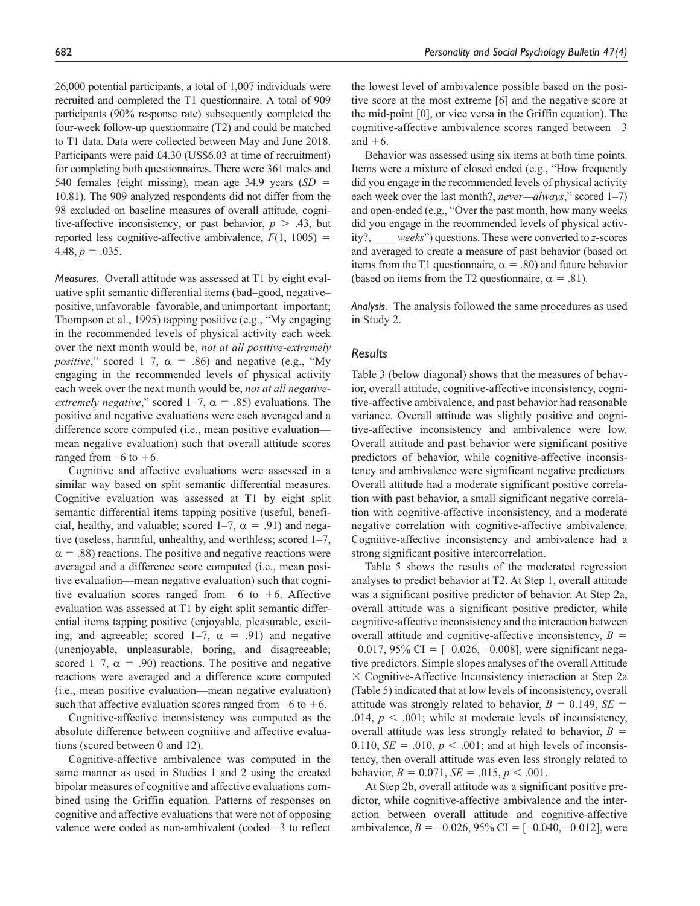26,000 potential participants, a total of 1,007 individuals were recruited and completed the T1 questionnaire. A total of 909 participants (90% response rate) subsequently completed the four-week follow-up questionnaire (T2) and could be matched to T1 data. Data were collected between May and June 2018. Participants were paid £4.30 (US$6.03 at time of recruitment) for completing both questionnaires. There were 361 males and 540 females (eight missing), mean age 34.9 years ($SD$ = 10.81). The 909 analyzed respondents did not differ from the 98 excluded on baseline measures of overall attitude, cognitive-affective inconsistency, or past behavior, $p > .43$, but reported less cognitive-affective ambivalence, $F(1, 1005) = 4.48$, $p = .035$.

*Measures.* Overall attitude was assessed at T1 by eight evaluative split semantic differential items (bad–good, negative–positive, unfavorable–favorable, and unimportant–important; Thompson et al., 1995) tapping positive (e.g., "My engaging in the recommended levels of physical activity each week over the next month would be, *not at all positive-extremely positive*," scored 1–7, $\alpha = .86$) and negative (e.g., "My engaging in the recommended levels of physical activity each week over the next month would be, *not at all negative-extremely negative*," scored 1–7, $\alpha = .85$) evaluations. The positive and negative evaluations were each averaged and a difference score computed (i.e., mean positive evaluation—mean negative evaluation) such that overall attitude scores ranged from −6 to +6.

Cognitive and affective evaluations were assessed in a similar way based on split semantic differential measures. Cognitive evaluation was assessed at T1 by eight split semantic differential items tapping positive (useful, beneficial, healthy, and valuable; scored 1–7, $\alpha = .91$) and negative (useless, harmful, unhealthy, and worthless; scored 1–7, $\alpha = .88$) reactions. The positive and negative reactions were averaged and a difference score computed (i.e., mean positive evaluation—mean negative evaluation) such that cognitive evaluation scores ranged from −6 to +6. Affective evaluation was assessed at T1 by eight split semantic differential items tapping positive (enjoyable, pleasurable, exciting, and agreeable; scored 1–7, $\alpha = .91$) and negative (unenjoyable, unpleasurable, boring, and disagreeable; scored 1–7, $\alpha = .90$) reactions. The positive and negative reactions were averaged and a difference score computed (i.e., mean positive evaluation—mean negative evaluation) such that affective evaluation scores ranged from −6 to +6.

Cognitive-affective inconsistency was computed as the absolute difference between cognitive and affective evaluations (scored between 0 and 12).

Cognitive-affective ambivalence was computed in the same manner as used in Studies 1 and 2 using the created bipolar measures of cognitive and affective evaluations combined using the Griffin equation. Patterns of responses on cognitive and affective evaluations that were not of opposing valence were coded as non-ambivalent (coded −3 to reflect the lowest level of ambivalence possible based on the positive score at the most extreme [6] and the negative score at the mid-point [0], or vice versa in the Griffin equation). The cognitive-affective ambivalence scores ranged between −3 and +6.

Behavior was assessed using six items at both time points. Items were a mixture of closed ended (e.g., "How frequently did you engage in the recommended levels of physical activity each week over the last month?, *never—always*," scored 1–7) and open-ended (e.g., "Over the past month, how many weeks did you engage in the recommended levels of physical activity?, ____ *weeks*") questions. These were converted to *z*-scores and averaged to create a measure of past behavior (based on items from the T1 questionnaire, $\alpha = .80$) and future behavior (based on items from the T2 questionnaire, $\alpha = .81$).

*Analysis.* The analysis followed the same procedures as used in Study 2.

## *Results*

Table 3 (below diagonal) shows that the measures of behavior, overall attitude, cognitive-affective inconsistency, cognitive-affective ambivalence, and past behavior had reasonable variance. Overall attitude was slightly positive and cognitive-affective inconsistency and ambivalence were low. Overall attitude and past behavior were significant positive predictors of behavior, while cognitive-affective inconsistency and ambivalence were significant negative predictors. Overall attitude had a moderate significant positive correlation with past behavior, a small significant negative correlation with cognitive-affective inconsistency, and a moderate negative correlation with cognitive-affective ambivalence. Cognitive-affective inconsistency and ambivalence had a strong significant positive intercorrelation.

Table 5 shows the results of the moderated regression analyses to predict behavior at T2. At Step 1, overall attitude was a significant positive predictor of behavior. At Step 2a, overall attitude was a significant positive predictor, while cognitive-affective inconsistency and the interaction between overall attitude and cognitive-affective inconsistency, $B = -0.017$, 95% CI = [−0.026, −0.008], were significant negative predictors. Simple slopes analyses of the overall Attitude × Cognitive-Affective Inconsistency interaction at Step 2a (Table 5) indicated that at low levels of inconsistency, overall attitude was strongly related to behavior, $B = 0.149$, $SE = .014$, $p < .001$; while at moderate levels of inconsistency, overall attitude was less strongly related to behavior, $B = 0.110$, $SE = .010$, $p < .001$; and at high levels of inconsistency, then overall attitude was even less strongly related to behavior, $B = 0.071$, $SE = .015$, $p < .001$.

At Step 2b, overall attitude was a significant positive predictor, while cognitive-affective ambivalence and the interaction between overall attitude and cognitive-affective ambivalence, $B = -0.026$, 95% CI = [−0.040, −0.012], were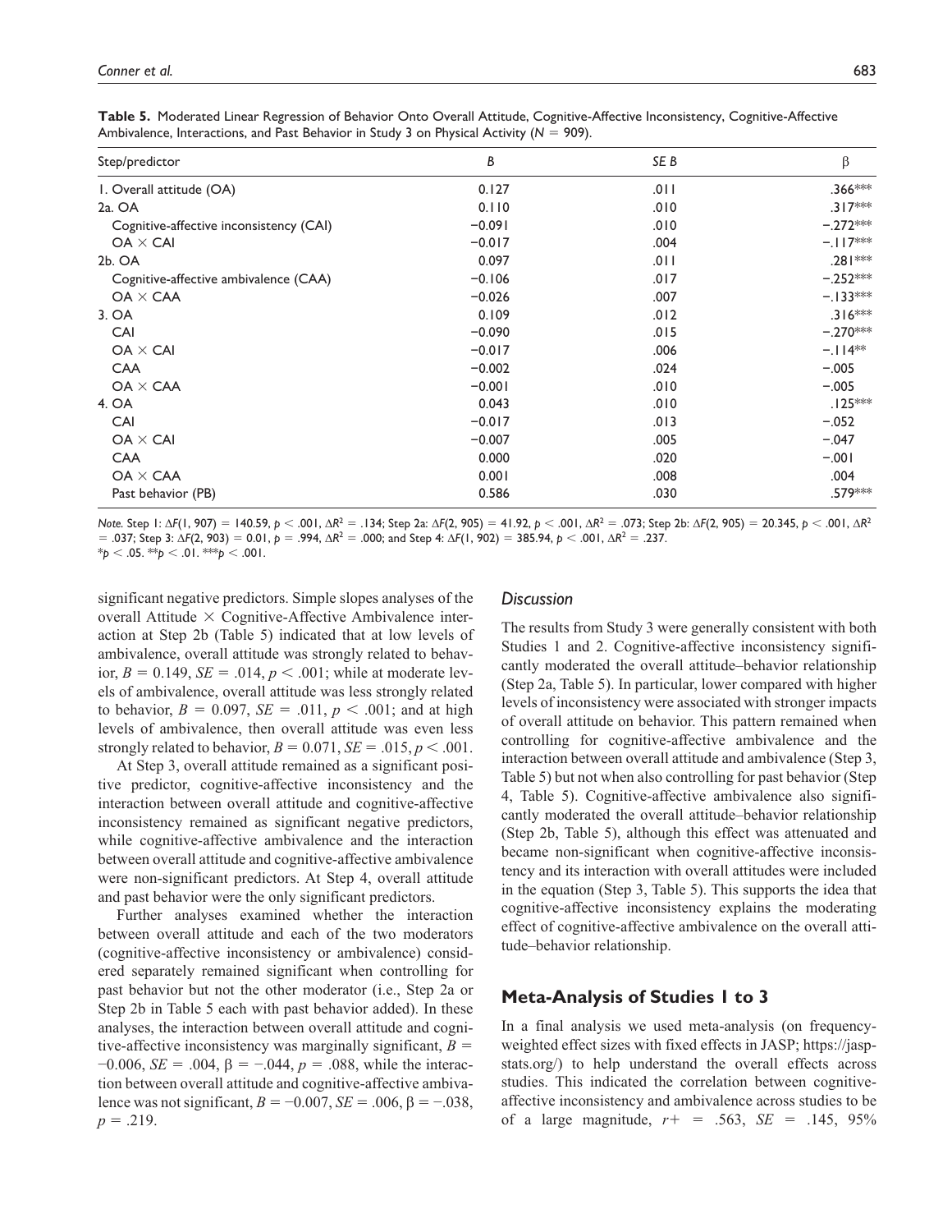**Table 5.** Moderated Linear Regression of Behavior Onto Overall Attitude, Cognitive-Affective Inconsistency, Cognitive-Affective Ambivalence, Interactions, and Past Behavior in Study 3 on Physical Activity ($N$ = 909).

| Step/predictor | $B$ | $SE$ $B$ | β |
|---|---|---|---|
| 1. Overall attitude (OA) | 0.127 | .011 | .366*** |
| 2a. OA | 0.110 | .010 | .317*** |
| Cognitive-affective inconsistency (CAI) | −0.091 | .010 | −.272*** |
| OA × CAI | −0.017 | .004 | −.117*** |
| 2b. OA | 0.097 | .011 | .281*** |
| Cognitive-affective ambivalence (CAA) | −0.106 | .017 | −.252*** |
| OA × CAA | −0.026 | .007 | −.133*** |
| 3. OA | 0.109 | .012 | .316*** |
| CAI | −0.090 | .015 | −.270*** |
| OA × CAI | −0.017 | .006 | −.114** |
| CAA | −0.002 | .024 | −.005 |
| OA × CAA | −0.001 | .010 | −.005 |
| 4. OA | 0.043 | .010 | .125*** |
| CAI | −0.017 | .013 | −.052 |
| OA × CAI | −0.007 | .005 | −.047 |
| CAA | 0.000 | .020 | −.001 |
| OA × CAA | 0.001 | .008 | .004 |
| Past behavior (PB) | 0.586 | .030 | .579*** |

*Note.* Step 1: $\Delta F(1, 907) = 140.59$, $p < .001$, $\Delta R^2 = .134$; Step 2a: $\Delta F(2, 905) = 41.92$, $p < .001$, $\Delta R^2 = .073$; Step 2b: $\Delta F(2, 905) = 20.345$, $p < .001$, $\Delta R^2 = .037$; Step 3: $\Delta F(2, 903) = 0.01$, $p = .994$, $\Delta R^2 = .000$; and Step 4: $\Delta F(1, 902) = 385.94$, $p < .001$, $\Delta R^2 = .237$.
*$p < .05$. **$p < .01$. ***$p < .001$.

significant negative predictors. Simple slopes analyses of the overall Attitude × Cognitive-Affective Ambivalence interaction at Step 2b (Table 5) indicated that at low levels of ambivalence, overall attitude was strongly related to behavior, $B = 0.149$, $SE = .014$, $p < .001$; while at moderate levels of ambivalence, overall attitude was less strongly related to behavior, $B = 0.097$, $SE = .011$, $p < .001$; and at high levels of ambivalence, then overall attitude was even less strongly related to behavior, $B = 0.071$, $SE = .015$, $p < .001$.

At Step 3, overall attitude remained as a significant positive predictor, cognitive-affective inconsistency and the interaction between overall attitude and cognitive-affective inconsistency remained as significant negative predictors, while cognitive-affective ambivalence and the interaction between overall attitude and cognitive-affective ambivalence were non-significant predictors. At Step 4, overall attitude and past behavior were the only significant predictors.

Further analyses examined whether the interaction between overall attitude and each of the two moderators (cognitive-affective inconsistency or ambivalence) considered separately remained significant when controlling for past behavior but not the other moderator (i.e., Step 2a or Step 2b in Table 5 each with past behavior added). In these analyses, the interaction between overall attitude and cognitive-affective inconsistency was marginally significant, $B = -0.006$, $SE = .004$, $\beta = -.044$, $p = .088$, while the interaction between overall attitude and cognitive-affective ambivalence was not significant, $B = -0.007$, $SE = .006$, $\beta = -.038$, $p = .219$.

### *Discussion*

The results from Study 3 were generally consistent with both Studies 1 and 2. Cognitive-affective inconsistency significantly moderated the overall attitude–behavior relationship (Step 2a, Table 5). In particular, lower compared with higher levels of inconsistency were associated with stronger impacts of overall attitude on behavior. This pattern remained when controlling for cognitive-affective ambivalence and the interaction between overall attitude and ambivalence (Step 3, Table 5) but not when also controlling for past behavior (Step 4, Table 5). Cognitive-affective ambivalence also significantly moderated the overall attitude–behavior relationship (Step 2b, Table 5), although this effect was attenuated and became non-significant when cognitive-affective inconsistency and its interaction with overall attitudes were included in the equation (Step 3, Table 5). This supports the idea that cognitive-affective inconsistency explains the moderating effect of cognitive-affective ambivalence on the overall attitude–behavior relationship.

## Meta-Analysis of Studies 1 to 3

In a final analysis we used meta-analysis (on frequency-weighted effect sizes with fixed effects in JASP; https://jasp-stats.org/) to help understand the overall effects across studies. This indicated the correlation between cognitive-affective inconsistency and ambivalence across studies to be of a large magnitude, $r+ = .563$, $SE = .145$, 95%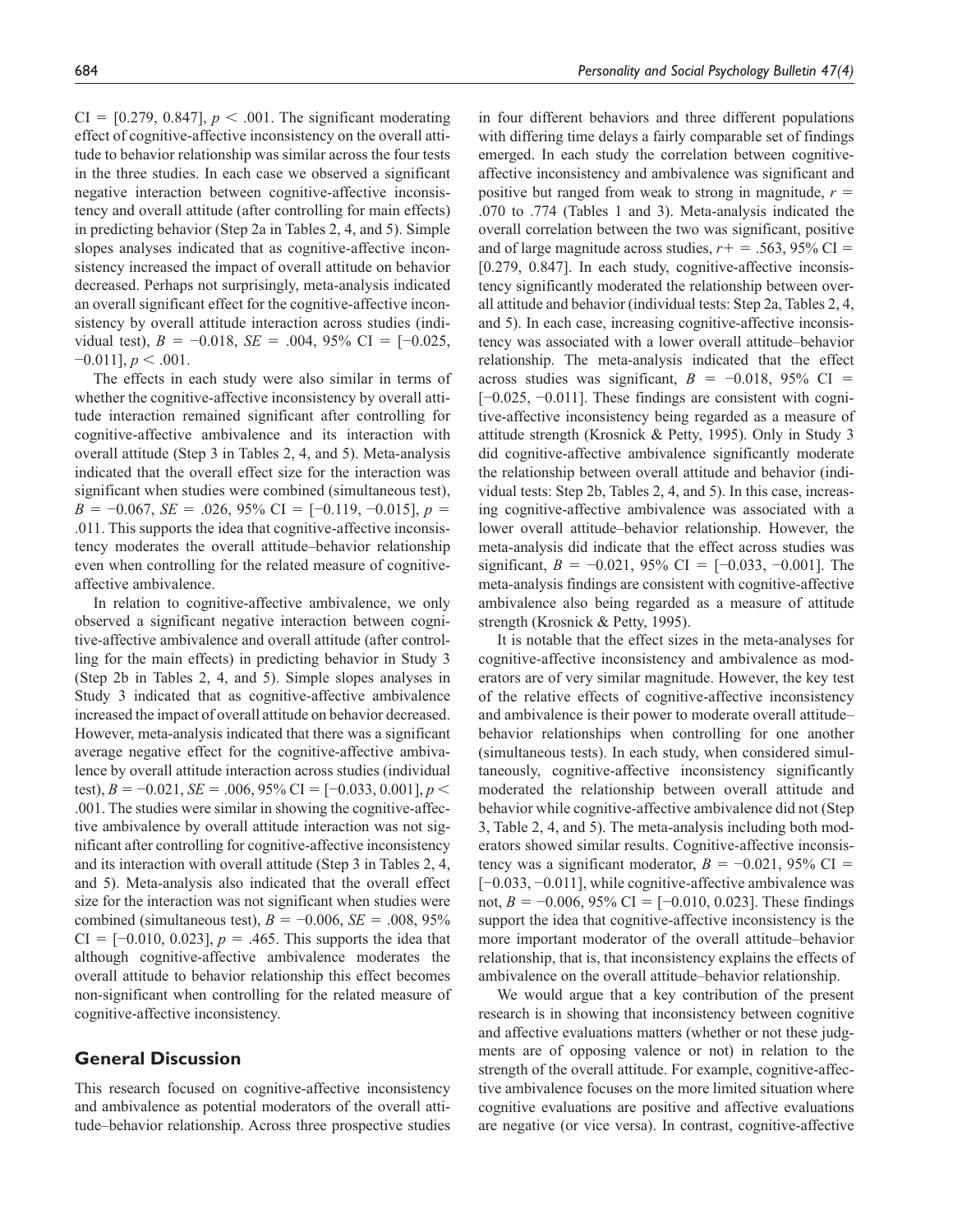CI = [0.279, 0.847], $p < .001$. The significant moderating effect of cognitive-affective inconsistency on the overall attitude to behavior relationship was similar across the four tests in the three studies. In each case we observed a significant negative interaction between cognitive-affective inconsistency and overall attitude (after controlling for main effects) in predicting behavior (Step 2a in Tables 2, 4, and 5). Simple slopes analyses indicated that as cognitive-affective inconsistency increased the impact of overall attitude on behavior decreased. Perhaps not surprisingly, meta-analysis indicated an overall significant effect for the cognitive-affective inconsistency by overall attitude interaction across studies (individual test), $B = -0.018$, $SE = .004$, 95% CI = [−0.025, −0.011], $p < .001$.

The effects in each study were also similar in terms of whether the cognitive-affective inconsistency by overall attitude interaction remained significant after controlling for cognitive-affective ambivalence and its interaction with overall attitude (Step 3 in Tables 2, 4, and 5). Meta-analysis indicated that the overall effect size for the interaction was significant when studies were combined (simultaneous test), $B = -0.067$, $SE = .026$, 95% CI = [−0.119, −0.015], $p = .011$. This supports the idea that cognitive-affective inconsistency moderates the overall attitude–behavior relationship even when controlling for the related measure of cognitive-affective ambivalence.

In relation to cognitive-affective ambivalence, we only observed a significant negative interaction between cognitive-affective ambivalence and overall attitude (after controlling for the main effects) in predicting behavior in Study 3 (Step 2b in Tables 2, 4, and 5). Simple slopes analyses in Study 3 indicated that as cognitive-affective ambivalence increased the impact of overall attitude on behavior decreased. However, meta-analysis indicated that there was a significant average negative effect for the cognitive-affective ambivalence by overall attitude interaction across studies (individual test), $B = -0.021$, $SE = .006$, 95% CI = [−0.033, 0.001], $p < .001$. The studies were similar in showing the cognitive-affective ambivalence by overall attitude interaction was not significant after controlling for cognitive-affective inconsistency and its interaction with overall attitude (Step 3 in Tables 2, 4, and 5). Meta-analysis also indicated that the overall effect size for the interaction was not significant when studies were combined (simultaneous test), $B = -0.006$, $SE = .008$, 95% CI = [−0.010, 0.023], $p = .465$. This supports the idea that although cognitive-affective ambivalence moderates the overall attitude to behavior relationship this effect becomes non-significant when controlling for the related measure of cognitive-affective inconsistency.

## General Discussion

This research focused on cognitive-affective inconsistency and ambivalence as potential moderators of the overall attitude–behavior relationship. Across three prospective studies in four different behaviors and three different populations with differing time delays a fairly comparable set of findings emerged. In each study the correlation between cognitive-affective inconsistency and ambivalence was significant and positive but ranged from weak to strong in magnitude, $r = .070$ to $.774$ (Tables 1 and 3). Meta-analysis indicated the overall correlation between the two was significant, positive and of large magnitude across studies, $r+ = .563$, 95% CI = [0.279, 0.847]. In each study, cognitive-affective inconsistency significantly moderated the relationship between overall attitude and behavior (individual tests: Step 2a, Tables 2, 4, and 5). In each case, increasing cognitive-affective inconsistency was associated with a lower overall attitude–behavior relationship. The meta-analysis indicated that the effect across studies was significant, $B = -0.018$, 95% CI = [−0.025, −0.011]. These findings are consistent with cognitive-affective inconsistency being regarded as a measure of attitude strength (Krosnick & Petty, 1995). Only in Study 3 did cognitive-affective ambivalence significantly moderate the relationship between overall attitude and behavior (individual tests: Step 2b, Tables 2, 4, and 5). In this case, increasing cognitive-affective ambivalence was associated with a lower overall attitude–behavior relationship. However, the meta-analysis did indicate that the effect across studies was significant, $B = -0.021$, 95% CI = [−0.033, −0.001]. The meta-analysis findings are consistent with cognitive-affective ambivalence also being regarded as a measure of attitude strength (Krosnick & Petty, 1995).

It is notable that the effect sizes in the meta-analyses for cognitive-affective inconsistency and ambivalence as moderators are of very similar magnitude. However, the key test of the relative effects of cognitive-affective inconsistency and ambivalence is their power to moderate overall attitude–behavior relationships when controlling for one another (simultaneous tests). In each study, when considered simultaneously, cognitive-affective inconsistency significantly moderated the relationship between overall attitude and behavior while cognitive-affective ambivalence did not (Step 3, Table 2, 4, and 5). The meta-analysis including both moderators showed similar results. Cognitive-affective inconsistency was a significant moderator, $B = -0.021$, 95% CI = [−0.033, −0.011], while cognitive-affective ambivalence was not, $B = -0.006$, 95% CI = [−0.010, 0.023]. These findings support the idea that cognitive-affective inconsistency is the more important moderator of the overall attitude–behavior relationship, that is, that inconsistency explains the effects of ambivalence on the overall attitude–behavior relationship.

We would argue that a key contribution of the present research is in showing that inconsistency between cognitive and affective evaluations matters (whether or not these judgments are of opposing valence or not) in relation to the strength of the overall attitude. For example, cognitive-affective ambivalence focuses on the more limited situation where cognitive evaluations are positive and affective evaluations are negative (or vice versa). In contrast, cognitive-affective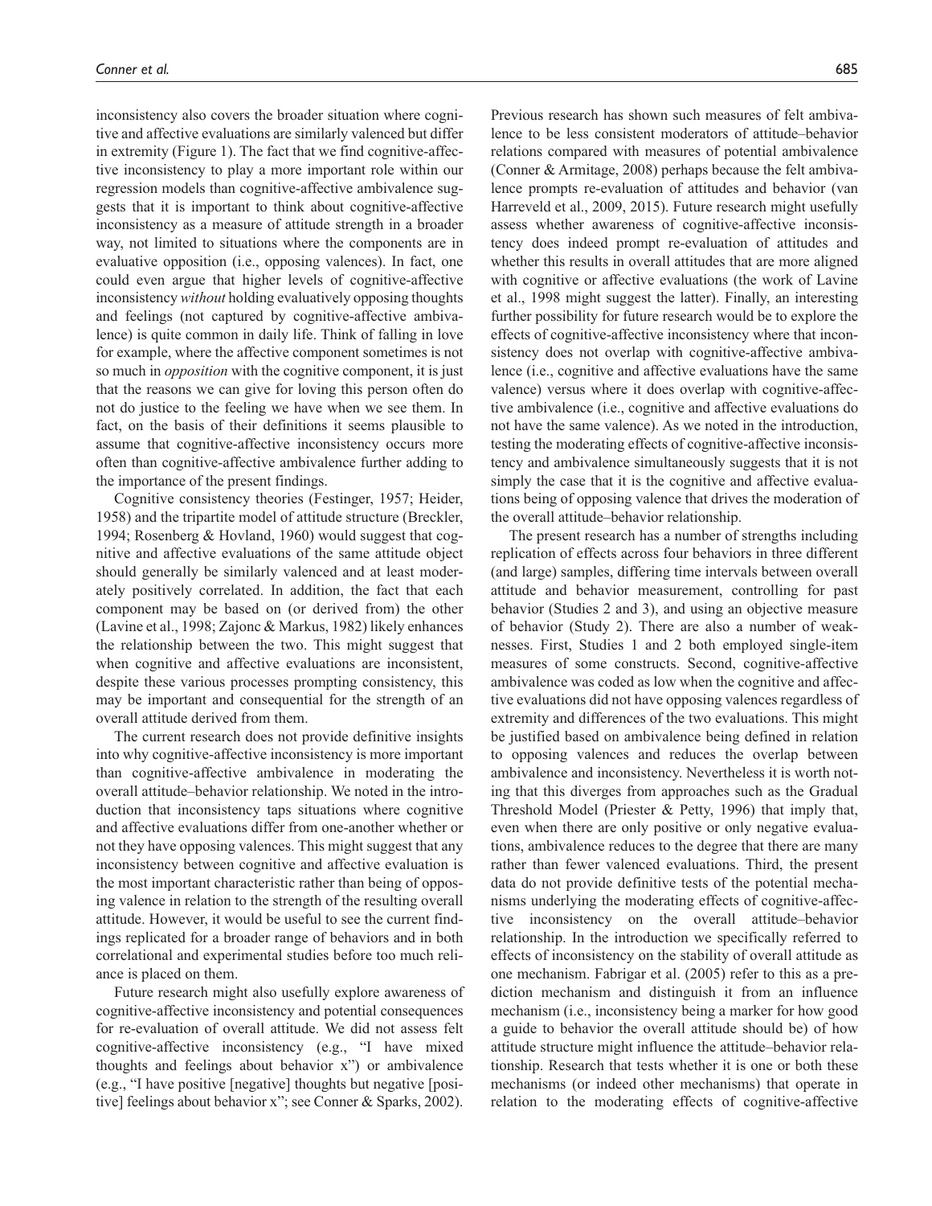inconsistency also covers the broader situation where cognitive and affective evaluations are similarly valenced but differ in extremity (Figure 1). The fact that we find cognitive-affective inconsistency to play a more important role within our regression models than cognitive-affective ambivalence suggests that it is important to think about cognitive-affective inconsistency as a measure of attitude strength in a broader way, not limited to situations where the components are in evaluative opposition (i.e., opposing valences). In fact, one could even argue that higher levels of cognitive-affective inconsistency *without* holding evaluatively opposing thoughts and feelings (not captured by cognitive-affective ambivalence) is quite common in daily life. Think of falling in love for example, where the affective component sometimes is not so much in *opposition* with the cognitive component, it is just that the reasons we can give for loving this person often do not do justice to the feeling we have when we see them. In fact, on the basis of their definitions it seems plausible to assume that cognitive-affective inconsistency occurs more often than cognitive-affective ambivalence further adding to the importance of the present findings.

Cognitive consistency theories (Festinger, 1957; Heider, 1958) and the tripartite model of attitude structure (Breckler, 1994; Rosenberg & Hovland, 1960) would suggest that cognitive and affective evaluations of the same attitude object should generally be similarly valenced and at least moderately positively correlated. In addition, the fact that each component may be based on (or derived from) the other (Lavine et al., 1998; Zajonc & Markus, 1982) likely enhances the relationship between the two. This might suggest that when cognitive and affective evaluations are inconsistent, despite these various processes prompting consistency, this may be important and consequential for the strength of an overall attitude derived from them.

The current research does not provide definitive insights into why cognitive-affective inconsistency is more important than cognitive-affective ambivalence in moderating the overall attitude–behavior relationship. We noted in the introduction that inconsistency taps situations where cognitive and affective evaluations differ from one-another whether or not they have opposing valences. This might suggest that any inconsistency between cognitive and affective evaluation is the most important characteristic rather than being of opposing valence in relation to the strength of the resulting overall attitude. However, it would be useful to see the current findings replicated for a broader range of behaviors and in both correlational and experimental studies before too much reliance is placed on them.

Future research might also usefully explore awareness of cognitive-affective inconsistency and potential consequences for re-evaluation of overall attitude. We did not assess felt cognitive-affective inconsistency (e.g., "I have mixed thoughts and feelings about behavior x") or ambivalence (e.g., "I have positive [negative] thoughts but negative [positive] feelings about behavior x"; see Conner & Sparks, 2002). Previous research has shown such measures of felt ambivalence to be less consistent moderators of attitude–behavior relations compared with measures of potential ambivalence (Conner & Armitage, 2008) perhaps because the felt ambivalence prompts re-evaluation of attitudes and behavior (van Harreveld et al., 2009, 2015). Future research might usefully assess whether awareness of cognitive-affective inconsistency does indeed prompt re-evaluation of attitudes and whether this results in overall attitudes that are more aligned with cognitive or affective evaluations (the work of Lavine et al., 1998 might suggest the latter). Finally, an interesting further possibility for future research would be to explore the effects of cognitive-affective inconsistency where that inconsistency does not overlap with cognitive-affective ambivalence (i.e., cognitive and affective evaluations have the same valence) versus where it does overlap with cognitive-affective ambivalence (i.e., cognitive and affective evaluations do not have the same valence). As we noted in the introduction, testing the moderating effects of cognitive-affective inconsistency and ambivalence simultaneously suggests that it is not simply the case that it is the cognitive and affective evaluations being of opposing valence that drives the moderation of the overall attitude–behavior relationship.

The present research has a number of strengths including replication of effects across four behaviors in three different (and large) samples, differing time intervals between overall attitude and behavior measurement, controlling for past behavior (Studies 2 and 3), and using an objective measure of behavior (Study 2). There are also a number of weaknesses. First, Studies 1 and 2 both employed single-item measures of some constructs. Second, cognitive-affective ambivalence was coded as low when the cognitive and affective evaluations did not have opposing valences regardless of extremity and differences of the two evaluations. This might be justified based on ambivalence being defined in relation to opposing valences and reduces the overlap between ambivalence and inconsistency. Nevertheless it is worth noting that this diverges from approaches such as the Gradual Threshold Model (Priester & Petty, 1996) that imply that, even when there are only positive or only negative evaluations, ambivalence reduces to the degree that there are many rather than fewer valenced evaluations. Third, the present data do not provide definitive tests of the potential mechanisms underlying the moderating effects of cognitive-affective inconsistency on the overall attitude–behavior relationship. In the introduction we specifically referred to effects of inconsistency on the stability of overall attitude as one mechanism. Fabrigar et al. (2005) refer to this as a prediction mechanism and distinguish it from an influence mechanism (i.e., inconsistency being a marker for how good a guide to behavior the overall attitude should be) of how attitude structure might influence the attitude–behavior relationship. Research that tests whether it is one or both these mechanisms (or indeed other mechanisms) that operate in relation to the moderating effects of cognitive-affective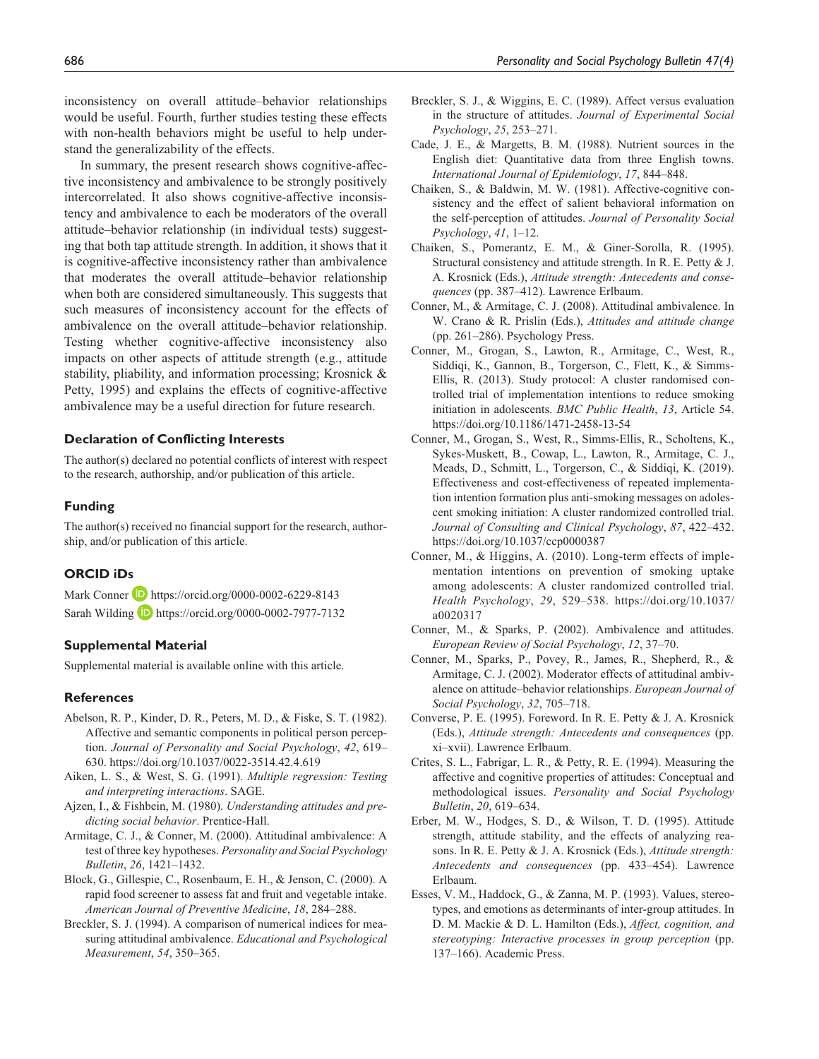inconsistency on overall attitude–behavior relationships would be useful. Fourth, further studies testing these effects with non-health behaviors might be useful to help understand the generalizability of the effects.

In summary, the present research shows cognitive-affective inconsistency and ambivalence to be strongly positively intercorrelated. It also shows cognitive-affective inconsistency and ambivalence to each be moderators of the overall attitude–behavior relationship (in individual tests) suggesting that both tap attitude strength. In addition, it shows that it is cognitive-affective inconsistency rather than ambivalence that moderates the overall attitude–behavior relationship when both are considered simultaneously. This suggests that such measures of inconsistency account for the effects of ambivalence on the overall attitude–behavior relationship. Testing whether cognitive-affective inconsistency also impacts on other aspects of attitude strength (e.g., attitude stability, pliability, and information processing; Krosnick & Petty, 1995) and explains the effects of cognitive-affective ambivalence may be a useful direction for future research.

### Declaration of Conflicting Interests

The author(s) declared no potential conflicts of interest with respect to the research, authorship, and/or publication of this article.

### Funding

The author(s) received no financial support for the research, authorship, and/or publication of this article.

### ORCID iDs

Mark Conner https://orcid.org/0000-0002-6229-8143
Sarah Wilding https://orcid.org/0000-0002-7977-7132

### Supplemental Material

Supplemental material is available online with this article.

### References

Abelson, R. P., Kinder, D. R., Peters, M. D., & Fiske, S. T. (1982). Affective and semantic components in political person perception. *Journal of Personality and Social Psychology*, *42*, 619–630. https://doi.org/10.1037/0022-3514.42.4.619

Aiken, L. S., & West, S. G. (1991). *Multiple regression: Testing and interpreting interactions*. SAGE.

Ajzen, I., & Fishbein, M. (1980). *Understanding attitudes and predicting social behavior*. Prentice-Hall.

Armitage, C. J., & Conner, M. (2000). Attitudinal ambivalence: A test of three key hypotheses. *Personality and Social Psychology Bulletin*, *26*, 1421–1432.

Block, G., Gillespie, C., Rosenbaum, E. H., & Jenson, C. (2000). A rapid food screener to assess fat and fruit and vegetable intake. *American Journal of Preventive Medicine*, *18*, 284–288.

Breckler, S. J. (1994). A comparison of numerical indices for measuring attitudinal ambivalence. *Educational and Psychological Measurement*, *54*, 350–365.

Breckler, S. J., & Wiggins, E. C. (1989). Affect versus evaluation in the structure of attitudes. *Journal of Experimental Social Psychology*, *25*, 253–271.

Cade, J. E., & Margetts, B. M. (1988). Nutrient sources in the English diet: Quantitative data from three English towns. *International Journal of Epidemiology*, *17*, 844–848.

Chaiken, S., & Baldwin, M. W. (1981). Affective-cognitive consistency and the effect of salient behavioral information on the self-perception of attitudes. *Journal of Personality Social Psychology*, *41*, 1–12.

Chaiken, S., Pomerantz, E. M., & Giner-Sorolla, R. (1995). Structural consistency and attitude strength. In R. E. Petty & J. A. Krosnick (Eds.), *Attitude strength: Antecedents and consequences* (pp. 387–412). Lawrence Erlbaum.

Conner, M., & Armitage, C. J. (2008). Attitudinal ambivalence. In W. Crano & R. Prislin (Eds.), *Attitudes and attitude change* (pp. 261–286). Psychology Press.

Conner, M., Grogan, S., Lawton, R., Armitage, C., West, R., Siddiqi, K., Gannon, B., Torgerson, C., Flett, K., & Simms-Ellis, R. (2013). Study protocol: A cluster randomised controlled trial of implementation intentions to reduce smoking initiation in adolescents. *BMC Public Health*, *13*, Article 54. https://doi.org/10.1186/1471-2458-13-54

Conner, M., Grogan, S., West, R., Simms-Ellis, R., Scholtens, K., Sykes-Muskett, B., Cowap, L., Lawton, R., Armitage, C. J., Meads, D., Schmitt, L., Torgerson, C., & Siddiqi, K. (2019). Effectiveness and cost-effectiveness of repeated implementation intention formation plus anti-smoking messages on adolescent smoking initiation: A cluster randomized controlled trial. *Journal of Consulting and Clinical Psychology*, *87*, 422–432. https://doi.org/10.1037/ccp0000387

Conner, M., & Higgins, A. (2010). Long-term effects of implementation intentions on prevention of smoking uptake among adolescents: A cluster randomized controlled trial. *Health Psychology*, *29*, 529–538. https://doi.org/10.1037/a0020317

Conner, M., & Sparks, P. (2002). Ambivalence and attitudes. *European Review of Social Psychology*, *12*, 37–70.

Conner, M., Sparks, P., Povey, R., James, R., Shepherd, R., & Armitage, C. J. (2002). Moderator effects of attitudinal ambivalence on attitude–behavior relationships. *European Journal of Social Psychology*, *32*, 705–718.

Converse, P. E. (1995). Foreword. In R. E. Petty & J. A. Krosnick (Eds.), *Attitude strength: Antecedents and consequences* (pp. xi–xvii). Lawrence Erlbaum.

Crites, S. L., Fabrigar, L. R., & Petty, R. E. (1994). Measuring the affective and cognitive properties of attitudes: Conceptual and methodological issues. *Personality and Social Psychology Bulletin*, *20*, 619–634.

Erber, M. W., Hodges, S. D., & Wilson, T. D. (1995). Attitude strength, attitude stability, and the effects of analyzing reasons. In R. E. Petty & J. A. Krosnick (Eds.), *Attitude strength: Antecedents and consequences* (pp. 433–454). Lawrence Erlbaum.

Esses, V. M., Haddock, G., & Zanna, M. P. (1993). Values, stereotypes, and emotions as determinants of inter-group attitudes. In D. M. Mackie & D. L. Hamilton (Eds.), *Affect, cognition, and stereotyping: Interactive processes in group perception* (pp. 137–166). Academic Press.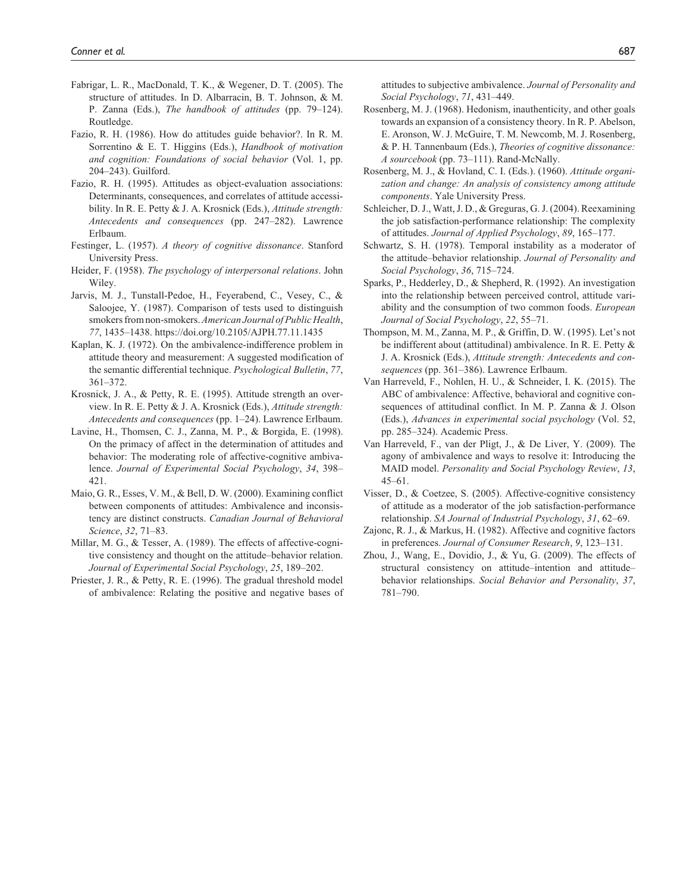Fabrigar, L. R., MacDonald, T. K., & Wegener, D. T. (2005). The structure of attitudes. In D. Albarracin, B. T. Johnson, & M. P. Zanna (Eds.), *The handbook of attitudes* (pp. 79–124). Routledge.

Fazio, R. H. (1986). How do attitudes guide behavior?. In R. M. Sorrentino & E. T. Higgins (Eds.), *Handbook of motivation and cognition: Foundations of social behavior* (Vol. 1, pp. 204–243). Guilford.

Fazio, R. H. (1995). Attitudes as object-evaluation associations: Determinants, consequences, and correlates of attitude accessibility. In R. E. Petty & J. A. Krosnick (Eds.), *Attitude strength: Antecedents and consequences* (pp. 247–282). Lawrence Erlbaum.

Festinger, L. (1957). *A theory of cognitive dissonance*. Stanford University Press.

Heider, F. (1958). *The psychology of interpersonal relations*. John Wiley.

Jarvis, M. J., Tunstall-Pedoe, H., Feyerabend, C., Vesey, C., & Saloojee, Y. (1987). Comparison of tests used to distinguish smokers from non-smokers. *American Journal of Public Health*, *77*, 1435–1438. https://doi.org/10.2105/AJPH.77.11.1435

Kaplan, K. J. (1972). On the ambivalence-indifference problem in attitude theory and measurement: A suggested modification of the semantic differential technique. *Psychological Bulletin*, *77*, 361–372.

Krosnick, J. A., & Petty, R. E. (1995). Attitude strength an overview. In R. E. Petty & J. A. Krosnick (Eds.), *Attitude strength: Antecedents and consequences* (pp. 1–24). Lawrence Erlbaum.

Lavine, H., Thomsen, C. J., Zanna, M. P., & Borgida, E. (1998). On the primacy of affect in the determination of attitudes and behavior: The moderating role of affective-cognitive ambivalence. *Journal of Experimental Social Psychology*, *34*, 398–421.

Maio, G. R., Esses, V. M., & Bell, D. W. (2000). Examining conflict between components of attitudes: Ambivalence and inconsistency are distinct constructs. *Canadian Journal of Behavioral Science*, *32*, 71–83.

Millar, M. G., & Tesser, A. (1989). The effects of affective-cognitive consistency and thought on the attitude–behavior relation. *Journal of Experimental Social Psychology*, *25*, 189–202.

Priester, J. R., & Petty, R. E. (1996). The gradual threshold model of ambivalence: Relating the positive and negative bases of attitudes to subjective ambivalence. *Journal of Personality and Social Psychology*, *71*, 431–449.

Rosenberg, M. J. (1968). Hedonism, inauthenticity, and other goals towards an expansion of a consistency theory. In R. P. Abelson, E. Aronson, W. J. McGuire, T. M. Newcomb, M. J. Rosenberg, & P. H. Tannenbaum (Eds.), *Theories of cognitive dissonance: A sourcebook* (pp. 73–111). Rand-McNally.

Rosenberg, M. J., & Hovland, C. I. (Eds.). (1960). *Attitude organization and change: An analysis of consistency among attitude components*. Yale University Press.

Schleicher, D. J., Watt, J. D., & Greguras, G. J. (2004). Reexamining the job satisfaction-performance relationship: The complexity of attitudes. *Journal of Applied Psychology*, *89*, 165–177.

Schwartz, S. H. (1978). Temporal instability as a moderator of the attitude–behavior relationship. *Journal of Personality and Social Psychology*, *36*, 715–724.

Sparks, P., Hedderley, D., & Shepherd, R. (1992). An investigation into the relationship between perceived control, attitude variability and the consumption of two common foods. *European Journal of Social Psychology*, *22*, 55–71.

Thompson, M. M., Zanna, M. P., & Griffin, D. W. (1995). Let's not be indifferent about (attitudinal) ambivalence. In R. E. Petty & J. A. Krosnick (Eds.), *Attitude strength: Antecedents and consequences* (pp. 361–386). Lawrence Erlbaum.

Van Harreveld, F., Nohlen, H. U., & Schneider, I. K. (2015). The ABC of ambivalence: Affective, behavioral and cognitive consequences of attitudinal conflict. In M. P. Zanna & J. Olson (Eds.), *Advances in experimental social psychology* (Vol. 52, pp. 285–324). Academic Press.

Van Harreveld, F., van der Pligt, J., & De Liver, Y. (2009). The agony of ambivalence and ways to resolve it: Introducing the MAID model. *Personality and Social Psychology Review*, *13*, 45–61.

Visser, D., & Coetzee, S. (2005). Affective-cognitive consistency of attitude as a moderator of the job satisfaction-performance relationship. *SA Journal of Industrial Psychology*, *31*, 62–69.

Zajonc, R. J., & Markus, H. (1982). Affective and cognitive factors in preferences. *Journal of Consumer Research*, *9*, 123–131.

Zhou, J., Wang, E., Dovidio, J., & Yu, G. (2009). The effects of structural consistency on attitude–intention and attitude–behavior relationships. *Social Behavior and Personality*, *37*, 781–790.